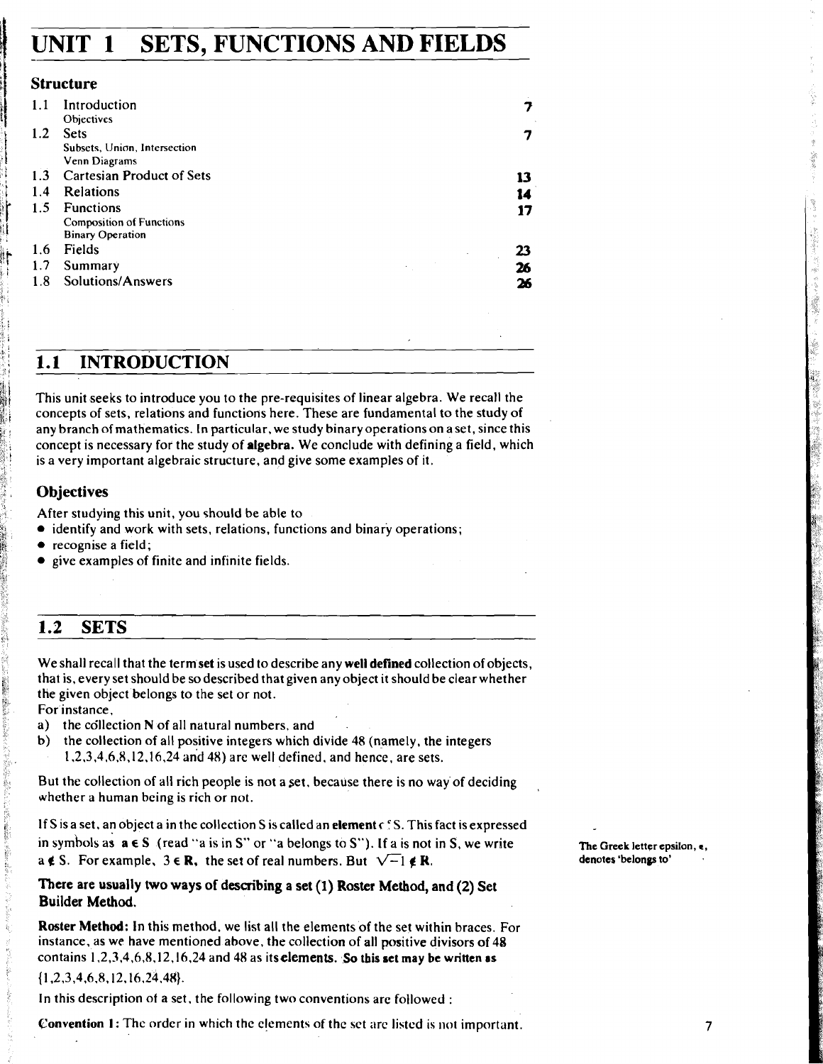# UNIT 1 SETS, FUNCTIONS AND FIELDS

## Structure

| | | |
|---|---|---|
| 1.1 | Introduction<br>Objectives | 7 |
| 1.2 | Sets<br>Subsets, Union, Intersection<br>Venn Diagrams | 7 |
| 1.3 | Cartesian Product of Sets | 13 |
| 1.4 | Relations | 14 |
| 1.5 | Functions<br>Composition of Functions<br>Binary Operation | 17 |
| 1.6 | Fields | 23 |
| 1.7 | Summary | 26 |
| 1.8 | Solutions/Answers | 26 |

## 1.1 INTRODUCTION

This unit seeks to introduce you to the pre-requisites of linear algebra. We recall the concepts of sets, relations and functions here. These are fundamental to the study of any branch of mathematics. In particular, we study binary operations on a set, since this concept is necessary for the study of **algebra.** We conclude with defining a field, which is a very important algebraic structure, and give some examples of it.

### Objectives

After studying this unit, you should be able to

- identify and work with sets, relations, functions and binary operations;
- recognise a field;
- give examples of finite and infinite fields.

## 1.2 SETS

We shall recall that the term **set** is used to describe any **well defined** collection of objects, that is, every set should be so described that given any object it should be clear whether the given object belongs to the set or not.

For instance,

a) the collection **N** of all natural numbers, and

b) the collection of all positive integers which divide 48 (namely, the integers 1,2,3,4,6,8,12,16,24 and 48) are well defined, and hence, are sets.

But the collection of all rich people is not a set, because there is no way of deciding whether a human being is rich or not.

If S is a set, an object a in the collection S is called an **element** of S. This fact is expressed in symbols as $a \in S$ (read "a is in S" or "a belongs to S"). If a is not in S, we write $a \notin S$. For example, $3 \in \mathbf{R}$, the set of real numbers. But $\sqrt{-1} \notin \mathbf{R}$.

**The Greek letter epsilon, $\epsilon$, denotes 'belongs to'**

**There are usually two ways of describing a set (1) Roster Method, and (2) Set Builder Method.**

**Roster Method:** In this method, we list all the elements of the set within braces. For instance, as we have mentioned above, the collection of all positive divisors of 48 contains 1,2,3,4,6,8,12,16,24 and 48 as its **elements. So this set may be written as**

{1,2,3,4,6,8,12,16,24,48}.

In this description of a set, the following two conventions are followed :

**Convention 1:** The order in which the elements of the set are listed is not important.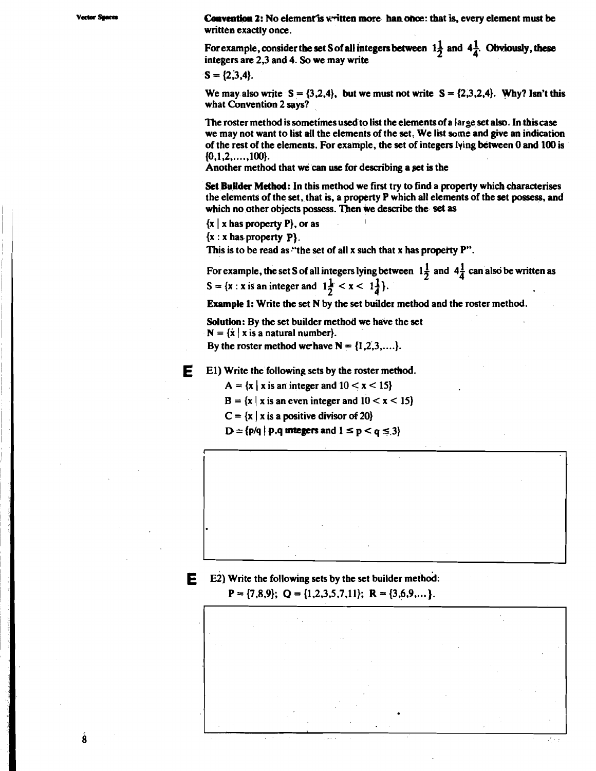**Convention 2:** No element is written more than once: that is, every element must be written exactly once.

For example, consider the set S of all integers between $1\frac{1}{2}$ and $4\frac{1}{4}$. Obviously, these integers are 2,3 and 4. So we may write

S = {2,3,4}.

We may also write S = {3,2,4}, but we must not write S = {2,3,2,4}. Why? Isn't this what Convention 2 says?

The roster method is sometimes used to list the elements of a large set also. In this case we may not want to list all the elements of the set. We list some and give an indication of the rest of the elements. For example, the set of integers lying between 0 and 100 is {0,1,2,....,100}.

Another method that we can use for describing a set is the

**Set Builder Method:** In this method we first try to find a property which characterises the elements of the set, that is, a property P which all elements of the set possess, and which no other objects possess. Then we describe the set as

{x | x has property P}, or as

{x : x has property P}.

This is to be read as "the set of all x such that x has property P".

For example, the set S of all integers lying between $1\frac{1}{2}$ and $4\frac{1}{4}$ can also be written as

S = {x : x is an integer and $1\frac{1}{2} < x < 1\frac{1}{4}$}.

**Example 1:** Write the set N by the set builder method and the roster method.

**Solution:** By the set builder method we have the set

N = {x | x is a natural number}.

By the roster method we have N = {1,2,3,....}.

**E** E1) Write the following sets by the roster method.

A = {x | x is an integer and 10 < x < 15}

B = {x | x is an even integer and 10 < x < 15}

C = {x | x is a positive divisor of 20}

D = {p/q | p,q integers and $1 \leq p < q \leq 3$}

**E** E2) Write the following sets by the set builder method.

P = {7,8,9}; Q = {1,2,3,5,7,11}; R = {3,6,9,....}.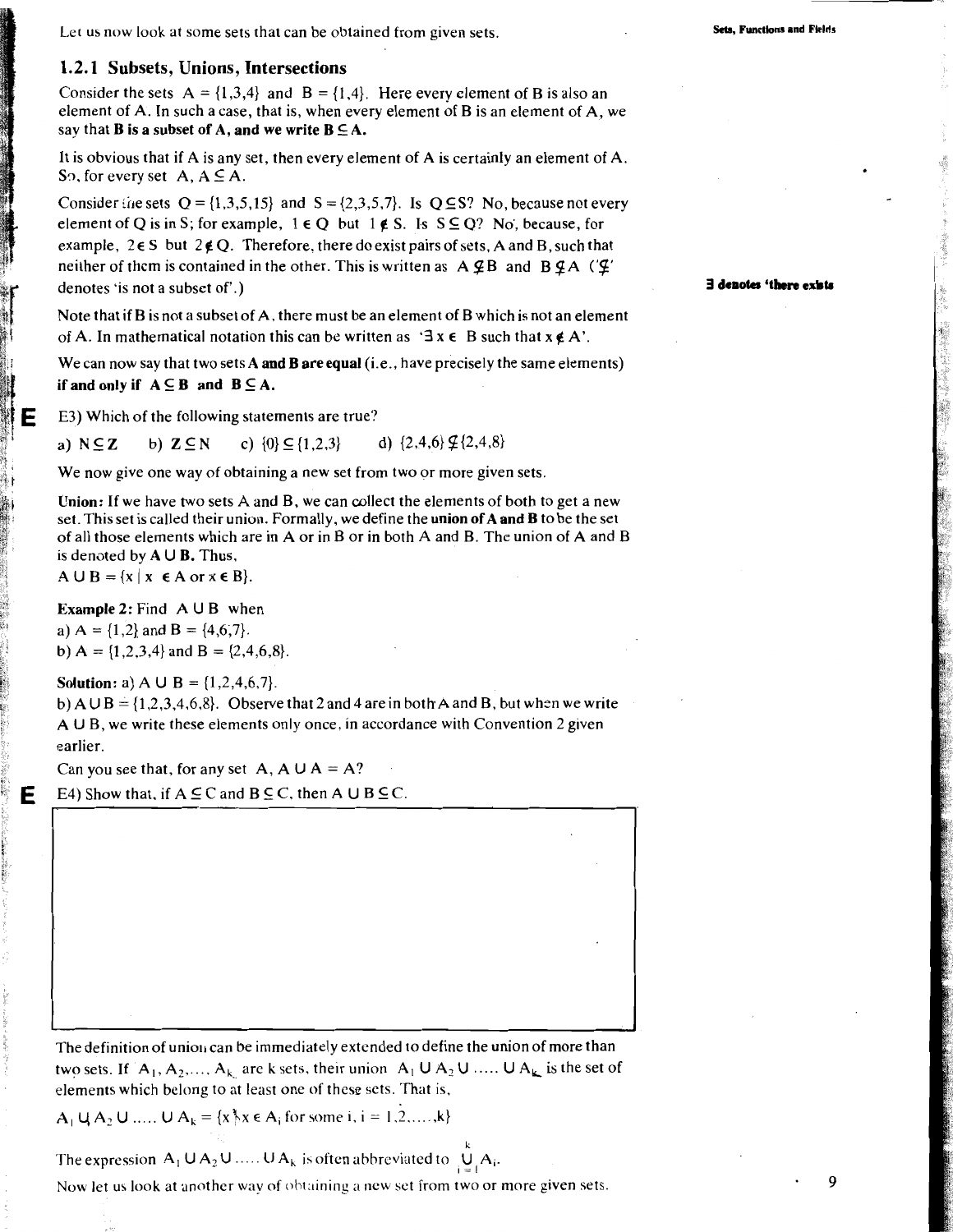Let us now look at some sets that can be obtained from given sets.

### 1.2.1 Subsets, Unions, Intersections

Consider the sets $A = \{1,3,4\}$ and $B = \{1,4\}$. Here every element of B is also an element of A. In such a case, that is, when every element of B is an element of A, we say that **B is a subset of A, and we write $B \subseteq A$.**

It is obvious that if A is any set, then every element of A is certainly an element of A. So, for every set A, $A \subseteq A$.

Consider the sets $Q = \{1,3,5,15\}$ and $S = \{2,3,5,7\}$. Is $Q \subseteq S$? No, because not every element of Q is in S; for example, $1 \in Q$ but $1 \notin S$. Is $S \subseteq Q$? No, because, for example, $2 \in S$ but $2 \notin Q$. Therefore, there do exist pairs of sets, A and B, such that neither of them is contained in the other. This is written as $A \not\subseteq B$ and $B \not\subseteq A$ ('$\not\subseteq$' denotes 'is not a subset of'.)

**$\exists$ denotes 'there exists**

Note that if B is not a subset of A, there must be an element of B which is not an element of A. In mathematical notation this can be written as '$\exists\, x \in B$ such that $x \notin A$'.

We can now say that two sets **A and B are equal** (i.e., have precisely the same elements) **if and only if $A \subseteq B$ and $B \subseteq A$.**

**E** E3) Which of the following statements are true?

a) $\mathbf{N} \subseteq \mathbf{Z}$ b) $\mathbf{Z} \subseteq \mathbf{N}$ c) $\{0\} \subseteq \{1,2,3\}$ d) $\{2,4,6\} \not\subseteq \{2,4,8\}$

We now give one way of obtaining a new set from two or more given sets.

**Union:** If we have two sets A and B, we can collect the elements of both to get a new set. This set is called their union. Formally, we define the **union of A and B** to be the set of all those elements which are in A or in B or in both A and B. The union of A and B is denoted by **$A \cup B$.** Thus,

$A \cup B = \{x \mid x \in A \text{ or } x \in B\}$.

**Example 2:** Find $A \cup B$ when

a) $A = \{1,2\}$ and $B = \{4,6,7\}$.

b) $A = \{1,2,3,4\}$ and $B = \{2,4,6,8\}$.

**Solution:** a) $A \cup B = \{1,2,4,6,7\}$.

b) $A \cup B = \{1,2,3,4,6,8\}$. Observe that 2 and 4 are in both A and B, but when we write $A \cup B$, we write these elements only once, in accordance with Convention 2 given earlier.

Can you see that, for any set A, $A \cup A = A$?

**E** E4) Show that, if $A \subseteq C$ and $B \subseteq C$, then $A \cup B \subseteq C$.

The definition of union can be immediately extended to define the union of more than two sets. If $A_1, A_2, \ldots, A_k$ are k sets, their union $A_1 \cup A_2 \cup \ldots \cup A_k$ is the set of elements which belong to at least one of these sets. That is,

$A_1 \cup A_2 \cup \ldots \cup A_k = \{x \mid x \in A_i \text{ for some } i, i = 1,2,\ldots,k\}$

The expression $A_1 \cup A_2 \cup \ldots \cup A_k$ is often abbreviated to $\bigcup_{i=1}^{k} A_i$.

Now let us look at another way of obtaining a new set from two or more given sets.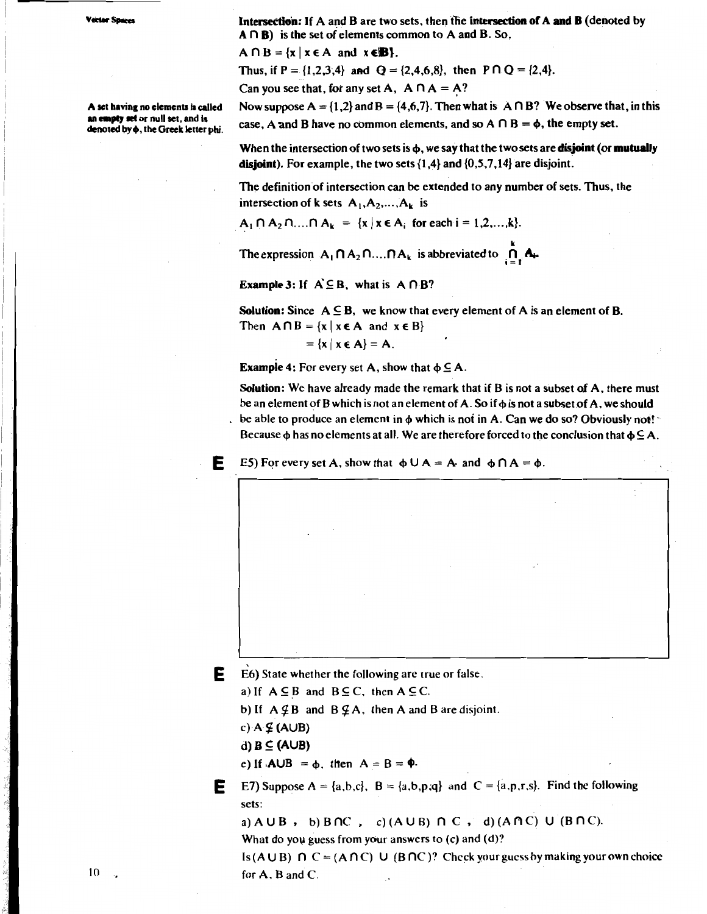**Intersection:** If A and B are two sets, then the **intersection of A and B** (denoted by **$A \cap B$**) is the set of elements common to A and B. So,

$A \cap B = \{x \mid x \in A \text{ and } x \in B\}$.

Thus, if $P = \{1,2,3,4\}$ and $Q = \{2,4,6,8\}$, then $P \cap Q = \{2,4\}$.

Can you see that, for any set A, $A \cap A = A$?

A set having no elements is called an empty set or null set, and is denoted by $\phi$, the Greek letter phi.

Now suppose $A = \{1,2\}$ and $B = \{4,6,7\}$. Then what is $A \cap B$? We observe that, in this case, A and B have no common elements, and so $A \cap B = \phi$, the empty set.

When the intersection of two sets is $\phi$, we say that the two sets are **disjoint** (or **mutually disjoint**). For example, the two sets $\{1,4\}$ and $\{0,5,7,14\}$ are disjoint.

The definition of intersection can be extended to any number of sets. Thus, the intersection of k sets $A_1, A_2, \ldots, A_k$ is

$A_1 \cap A_2 \cap \ldots \cap A_k = \{x \mid x \in A_i \text{ for each } i = 1,2,\ldots,k\}$.

The expression $A_1 \cap A_2 \cap \ldots \cap A_k$ is abbreviated to $\bigcap_{i=1}^{k} A_i$.

**Example 3:** If $A \subseteq B$, what is $A \cap B$?

**Solution:** Since $A \subseteq B$, we know that every element of A is an element of B.
Then $A \cap B = \{x \mid x \in A \text{ and } x \in B\}$
$= \{x \mid x \in A\} = A$.

**Example 4:** For every set A, show that $\phi \subseteq A$.

**Solution:** We have already made the remark that if B is not a subset of A, there must be an element of B which is not an element of A. So if $\phi$ is not a subset of A, we should be able to produce an element in $\phi$ which is not in A. Can we do so? Obviously not! Because $\phi$ has no elements at all. We are therefore forced to the conclusion that $\phi \subseteq A$.

**E** E5) For every set A, show that $\phi \cup A = A$ and $\phi \cap A = \phi$.

**E** E6) State whether the following are true or false.

a) If $A \subseteq B$ and $B \subseteq C$, then $A \subseteq C$.

b) If $A \nsubseteq B$ and $B \nsubseteq A$, then A and B are disjoint.

c) $A \nsubseteq (A \cup B)$

d) $B \subseteq (A \cup B)$

e) If $A \cup B = \phi$, then $A = B = \phi$.

**E** E7) Suppose $A = \{a,b,c\}$, $B = \{a,b,p,q\}$ and $C = \{a,p,r,s\}$. Find the following sets:

a) $A \cup B$, b) $B \cap C$, c) $(A \cup B) \cap C$, d) $(A \cap C) \cup (B \cap C)$.

What do you guess from your answers to (c) and (d)?

Is $(A \cup B) \cap C = (A \cap C) \cup (B \cap C)$? Check your guess by making your own choice for A, B and C.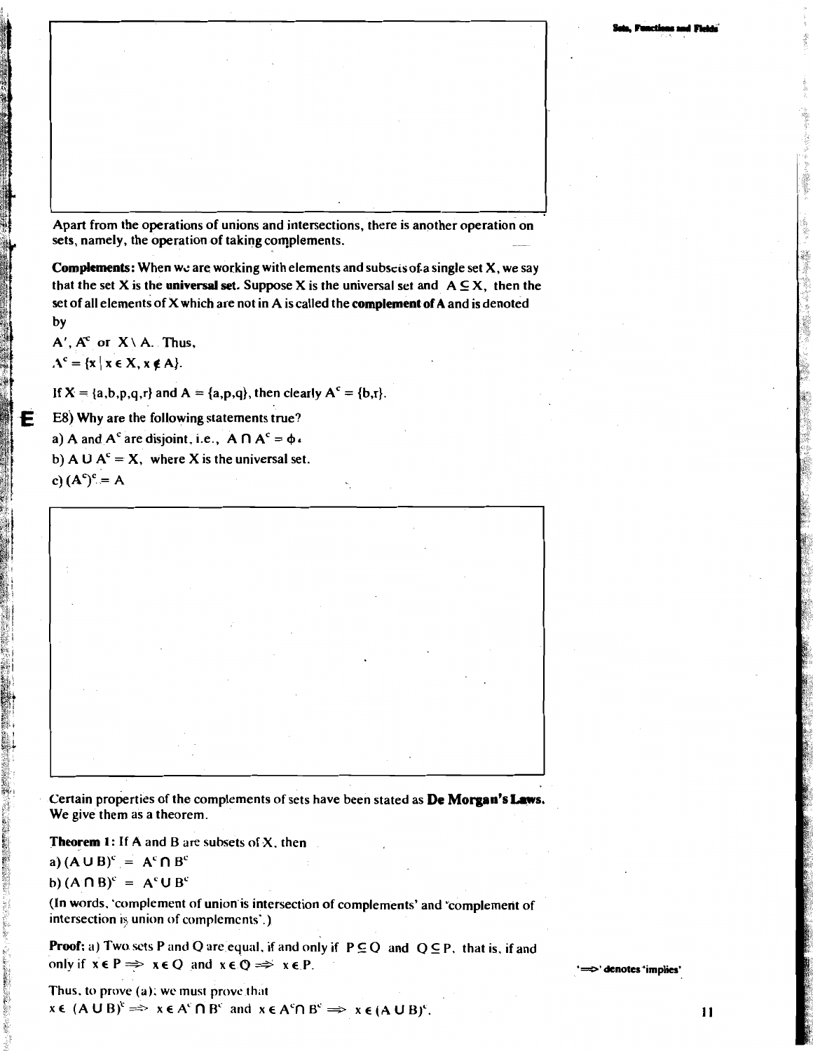Apart from the operations of unions and intersections, there is another operation on sets, namely, the operation of taking complements.

**Complements:** When we are working with elements and subsets of a single set X, we say that the set X is the **universal set**. Suppose X is the universal set and $A \subseteq X$, then the set of all elements of X which are not in A is called the **complement of A** and is denoted by

$A'$, $A^c$ or $X \setminus A$. Thus,

$A^c = \{x \mid x \in X, x \notin A\}$.

If $X = \{a,b,p,q,r\}$ and $A = \{a,p,q\}$, then clearly $A^c = \{b,r\}$.

**E** E8) Why are the following statements true?

a) A and $A^c$ are disjoint, i.e., $A \cap A^c = \phi$.

b) $A \cup A^c = X$, where X is the universal set.

c) $(A^c)^c = A$

Certain properties of the complements of sets have been stated as **De Morgan's Laws.** We give them as a theorem.

**Theorem 1:** If A and B are subsets of X, then

a) $(A \cup B)^c = A^c \cap B^c$

b) $(A \cap B)^c = A^c \cup B^c$

(In words, 'complement of union is intersection of complements' and 'complement of intersection is union of complements'.)

**Proof:** a) Two sets P and Q are equal, if and only if $P \subseteq Q$ and $Q \subseteq P$, that is, if and only if $x \in P \Rightarrow x \in Q$ and $x \in Q \Rightarrow x \in P$.

'$\Rightarrow$' denotes 'implies'

Thus, to prove (a), we must prove that

$x \in (A \cup B)^c \Rightarrow x \in A^c \cap B^c$ and $x \in A^c \cap B^c \Rightarrow x \in (A \cup B)^c$.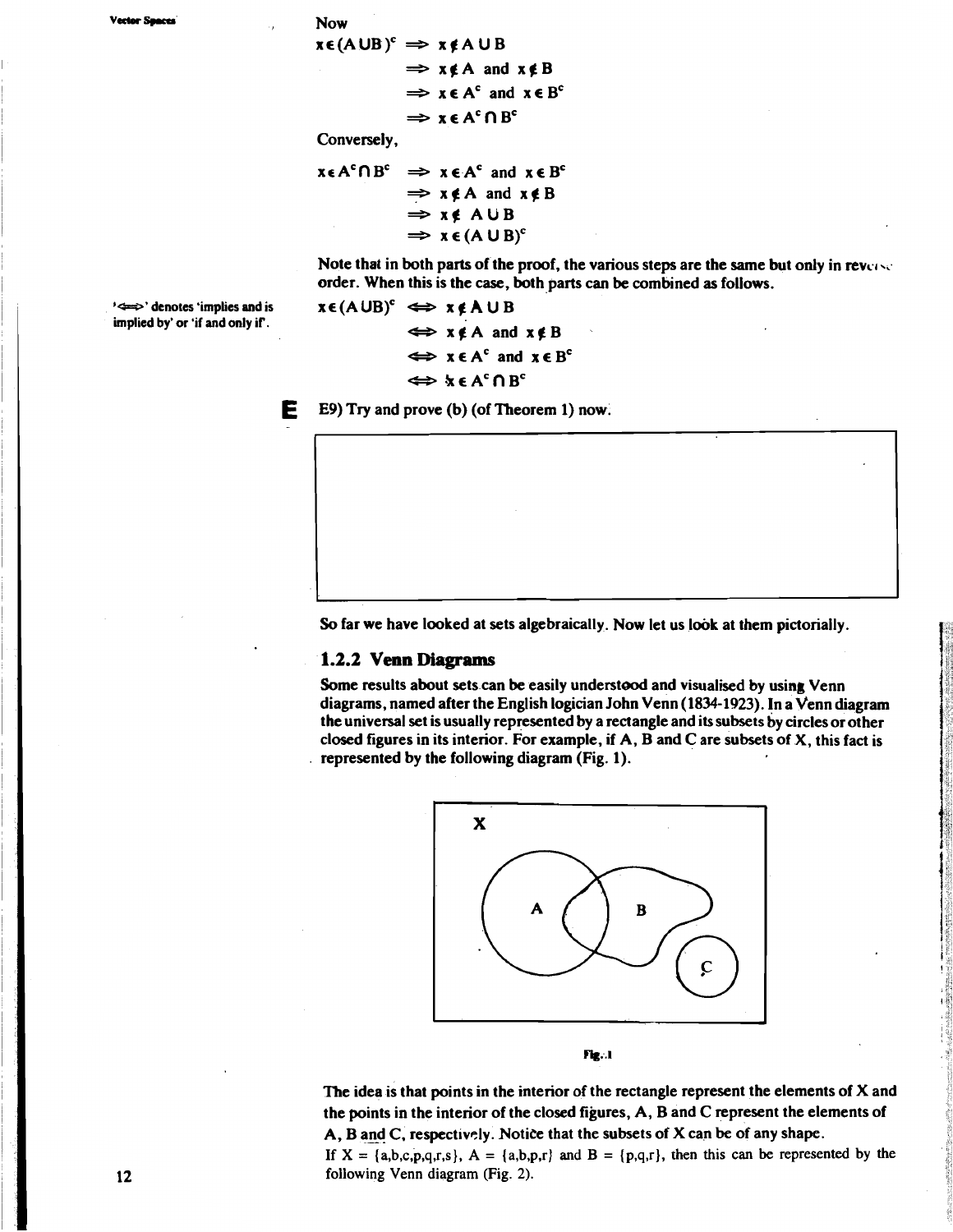Now

$$x \in (A \cup B)^c \Rightarrow x \notin A \cup B$$
$$\Rightarrow x \notin A \text{ and } x \notin B$$
$$\Rightarrow x \in A^c \text{ and } x \in B^c$$
$$\Rightarrow x \in A^c \cap B^c$$

Conversely,

$$x \in A^c \cap B^c \Rightarrow x \in A^c \text{ and } x \in B^c$$
$$\Rightarrow x \notin A \text{ and } x \notin B$$
$$\Rightarrow x \notin A \cup B$$
$$\Rightarrow x \in (A \cup B)^c$$

Note that in both parts of the proof, the various steps are the same but only in reverse order. When this is the case, both parts can be combined as follows.

'$\Leftrightarrow$' denotes 'implies and is implied by' or 'if and only if'.

$$x \in (A \cup B)^c \Leftrightarrow x \notin A \cup B$$
$$\Leftrightarrow x \notin A \text{ and } x \notin B$$
$$\Leftrightarrow x \in A^c \text{ and } x \in B^c$$
$$\Leftrightarrow x \in A^c \cap B^c$$

**E** E9) Try and prove (b) (of Theorem 1) now.

So far we have looked at sets algebraically. Now let us look at them pictorially.

### 1.2.2 Venn Diagrams

Some results about sets can be easily understood and visualised by using Venn diagrams, named after the English logician John Venn (1834-1923). In a Venn diagram the universal set is usually represented by a rectangle and its subsets by circles or other closed figures in its interior. For example, if A, B and C are subsets of X, this fact is represented by the following diagram (Fig. 1).

Fig. 1

The idea is that points in the interior of the rectangle represent the elements of X and the points in the interior of the closed figures, A, B and C represent the elements of A, B and C, respectively. Notice that the subsets of X can be of any shape.

If $X = \{a,b,c,p,q,r,s\}$, $A = \{a,b,p,r\}$ and $B = \{p,q,r\}$, then this can be represented by the following Venn diagram (Fig. 2).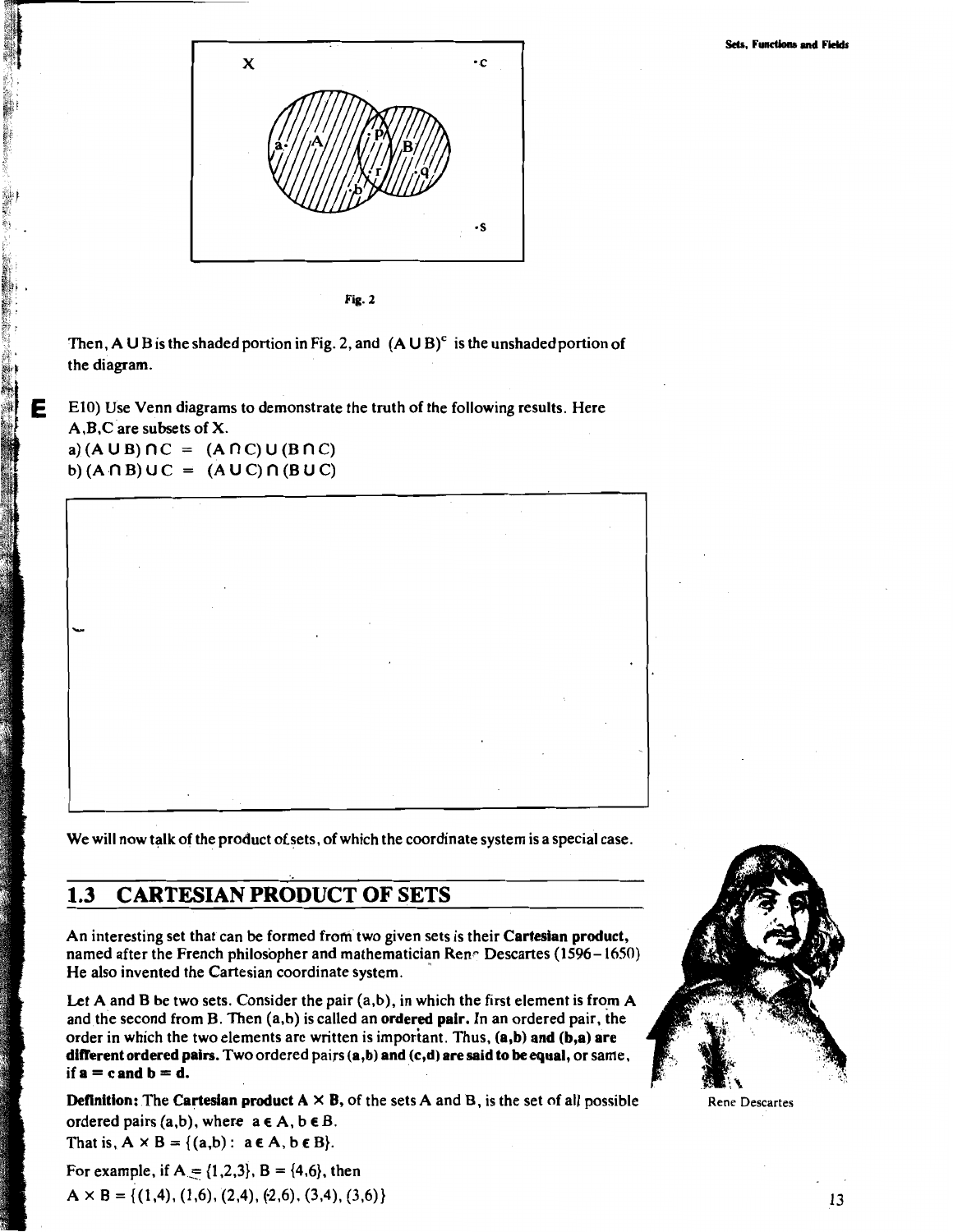Fig. 2

Then, $A \cup B$ is the shaded portion in Fig. 2, and $(A \cup B)^c$ is the unshaded portion of the diagram.

E10) Use Venn diagrams to demonstrate the truth of the following results. Here $A, B, C$ are subsets of $X$.

a) $(A \cup B) \cap C = (A \cap C) \cup (B \cap C)$

b) $(A \cap B) \cup C = (A \cup C) \cap (B \cup C)$

We will now talk of the product of sets, of which the coordinate system is a special case.

## 1.3 CARTESIAN PRODUCT OF SETS

An interesting set that can be formed from two given sets is their **Cartesian product,** named after the French philosopher and mathematician René Descartes (1596–1650) He also invented the Cartesian coordinate system.

Let A and B be two sets. Consider the pair (a,b), in which the first element is from A and the second from B. Then (a,b) is called an **ordered pair.** In an ordered pair, the order in which the two elements are written is important. Thus, **(a,b) and (b,a) are different ordered pairs.** Two ordered pairs **(a,b) and (c,d) are said to be equal,** or same, **if a = c and b = d.**

Rene Descartes

**Definition:** The **Cartesian product $A \times B$,** of the sets A and B, is the set of all possible ordered pairs (a,b), where $a \in A$, $b \in B$.

That is, $A \times B = \{(a,b) : a \in A, b \in B\}$.

For example, if $A = \{1,2,3\}$, $B = \{4,6\}$, then

$A \times B = \{(1,4), (1,6), (2,4), (2,6), (3,4), (3,6)\}$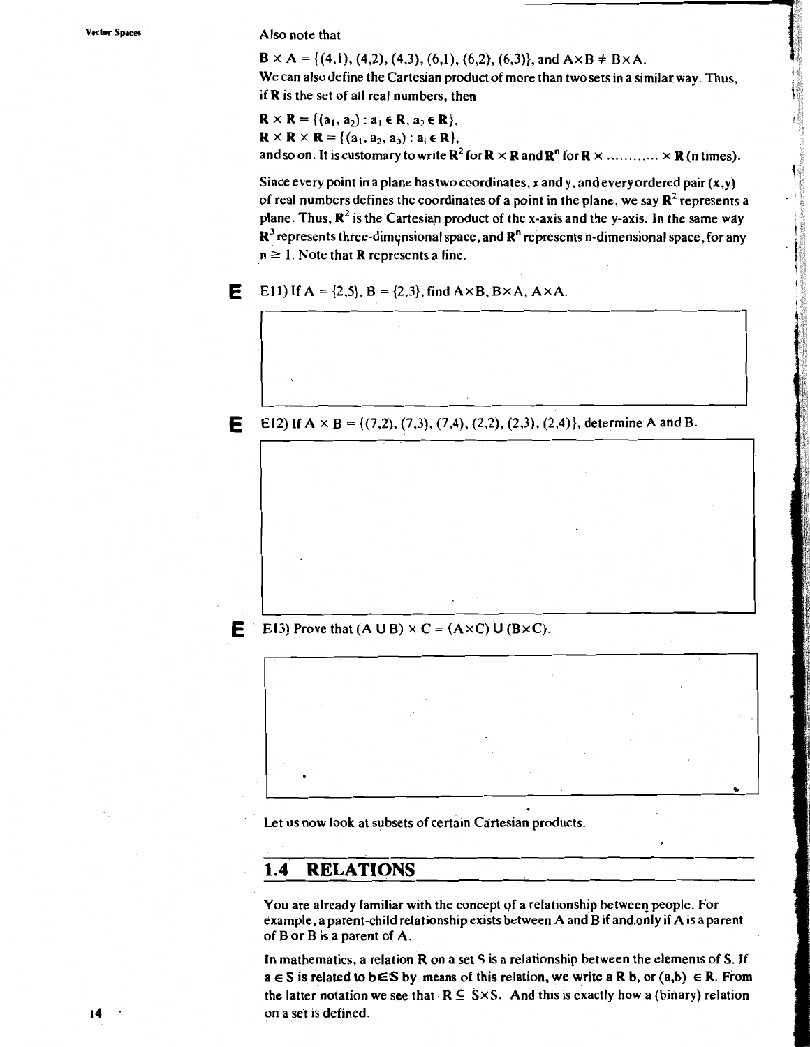Also note that

$B \times A = \{(4,1), (4,2), (4,3), (6,1), (6,2), (6,3)\}$, and $A \times B \neq B \times A$.

We can also define the Cartesian product of more than two sets in a similar way. Thus, if **R** is the set of all real numbers, then

$\mathbf{R} \times \mathbf{R} = \{(a_1, a_2) : a_1 \in \mathbf{R}, a_2 \in \mathbf{R}\}$,

$\mathbf{R} \times \mathbf{R} \times \mathbf{R} = \{(a_1, a_2, a_3) : a_i \in \mathbf{R}\}$,

and so on. It is customary to write $\mathbf{R}^2$ for $\mathbf{R} \times \mathbf{R}$ and $\mathbf{R}^n$ for $\mathbf{R} \times \ldots\ldots\ldots\ldots \times \mathbf{R}$ (n times).

Since every point in a plane has two coordinates, x and y, and every ordered pair (x,y) of real numbers defines the coordinates of a point in the plane, we say $\mathbf{R}^2$ represents a plane. Thus, $\mathbf{R}^2$ is the Cartesian product of the x-axis and the y-axis. In the same way $\mathbf{R}^3$ represents three-dimensional space, and $\mathbf{R}^n$ represents n-dimensional space, for any $n \geq 1$. Note that **R** represents a line.

**E** E11) If $A = \{2,5\}$, $B = \{2,3\}$, find $A \times B$, $B \times A$, $A \times A$.

**E** E12) If $A \times B = \{(7,2), (7,3), (7,4), (2,2), (2,3), (2,4)\}$, determine A and B.

**E** E13) Prove that $(A \cup B) \times C = (A \times C) \cup (B \times C)$.

Let us now look at subsets of certain Cartesian products.

## 1.4 RELATIONS

You are already familiar with the concept of a relationship between people. For example, a parent-child relationship exists between A and B if and only if A is a parent of B or B is a parent of A.

In mathematics, a relation R on a set S is a relationship between the elements of S. If $a \in S$ is related to $b \in S$ by means of this relation, we write a R b, or $(a,b) \in R$. From the latter notation we see that $R \subseteq S \times S$. And this is exactly how a (binary) relation on a set is defined.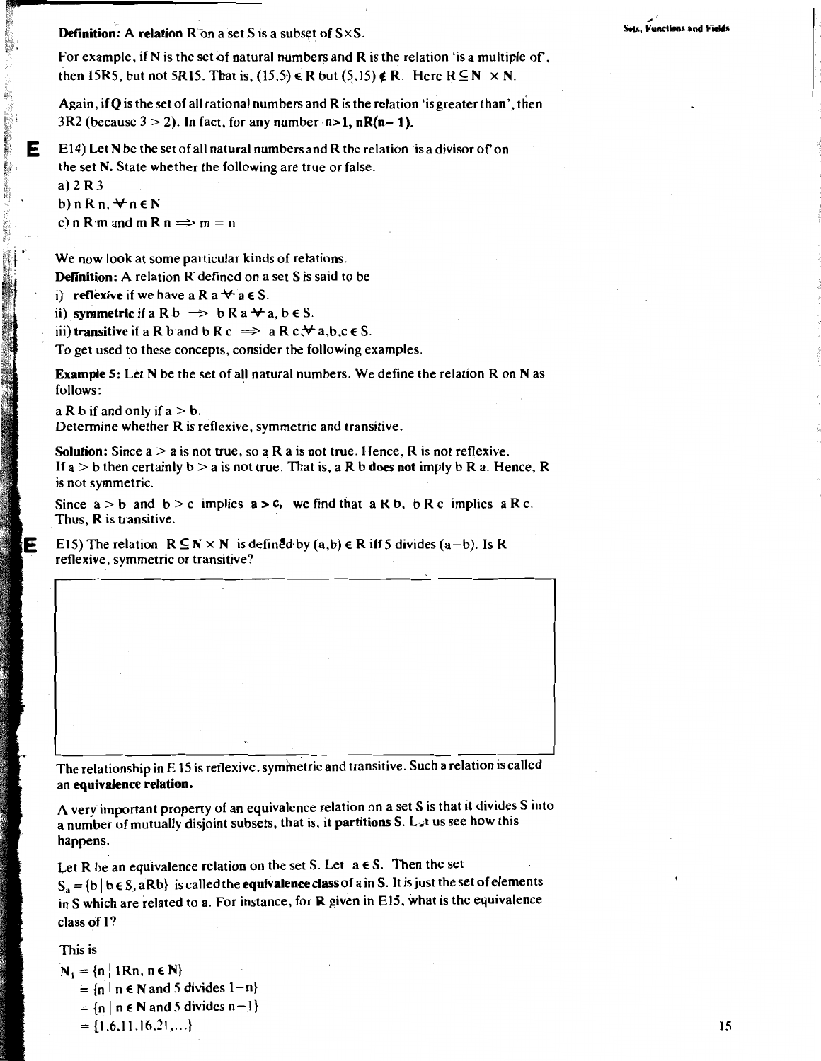**Definition:** A **relation** R on a set S is a subset of S×S.

For example, if N is the set of natural numbers and R is the relation 'is a multiple of', then 15R5, but not 5R15. That is, $(15,5) \in R$ but $(5,15) \notin R$. Here $R \subseteq N \times N$.

Again, if Q is the set of all rational numbers and R is the relation 'is greater than', then 3R2 (because 3 > 2). In fact, for any number **n>1, nR(n−1).**

**E** E14) Let **N** be the set of all natural numbers and R the relation 'is a divisor of' on the set **N**. State whether the following are true or false.

a) 2 R 3

b) n R n, $\forall n \in N$

c) n R m and m R n $\Rightarrow$ m = n

We now look at some particular kinds of relations.

**Definition:** A relation R defined on a set S is said to be

i) **reflexive** if we have a R a $\forall$ a $\in$ S.

ii) **symmetric** if a R b $\Rightarrow$ b R a $\forall$ a, b $\in$ S.

iii) **transitive** if a R b and b R c $\Rightarrow$ a R c $\forall$ a,b,c $\in$ S.

To get used to these concepts, consider the following examples.

**Example 5:** Let **N** be the set of all natural numbers. We define the relation R on **N** as follows:

a R b if and only if a > b.

Determine whether R is reflexive, symmetric and transitive.

**Solution:** Since a > a is not true, so a R a is not true. Hence, R is not reflexive.

If a > b then certainly b > a is not true. That is, a R b **does not** imply b R a. Hence, R is not symmetric.

Since a > b and b > c implies **a > c,** we find that a R b, b R c implies a R c. Thus, R is transitive.

**E** E15) The relation $R \subseteq N \times N$ is defined by $(a,b) \in R$ iff 5 divides (a−b). Is R reflexive, symmetric or transitive?

The relationship in E 15 is reflexive, symmetric and transitive. Such a relation is called an **equivalence relation.**

A very important property of an equivalence relation on a set S is that it divides S into a number of mutually disjoint subsets, that is, it **partitions** S. Let us see how this happens.

Let R be an equivalence relation on the set S. Let a $\in$ S. Then the set $S_a = \{b \mid b \in S, aRb\}$ is called the **equivalence class** of a in S. It is just the set of elements in S which are related to a. For instance, for **R** given in E15, what is the equivalence class of 1?

This is

$N_1 = \{n \mid 1Rn, n \in N\}$

$= \{n \mid n \in N \text{ and } 5 \text{ divides } 1-n\}$

$= \{n \mid n \in N \text{ and } 5 \text{ divides } n-1\}$

$= \{1, 6, 11, 16, 21, \ldots\}$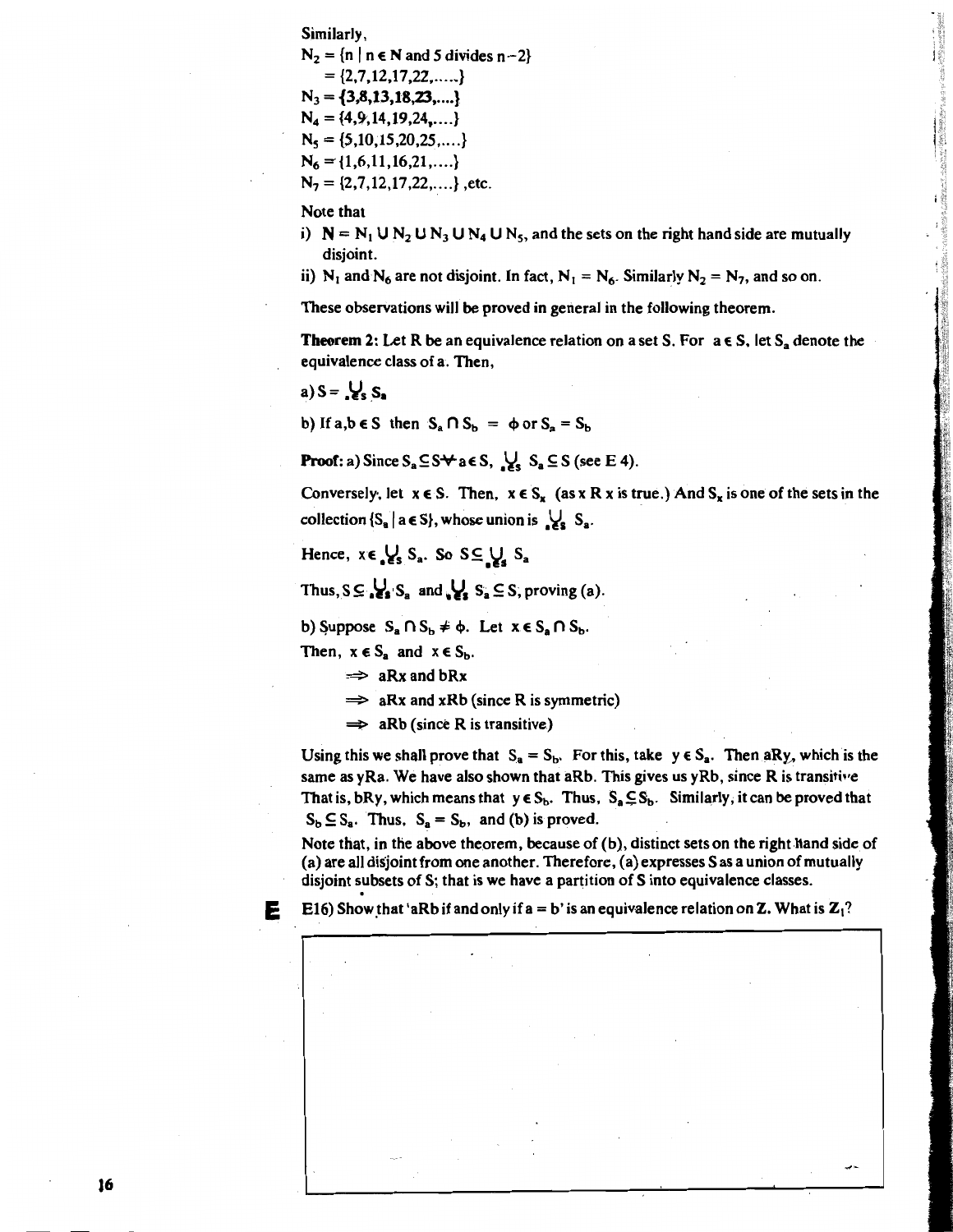Similarly,

$N_2 = \{n \mid n \in \mathbb{N} \text{ and } 5 \text{ divides } n-2\}$

$= \{2,7,12,17,22,\ldots\}$

$N_3 = \{3,8,13,18,23,\ldots\}$

$N_4 = \{4,9,14,19,24,\ldots\}$

$N_5 = \{5,10,15,20,25,\ldots\}$

$N_6 = \{1,6,11,16,21,\ldots\}$

$N_7 = \{2,7,12,17,22,\ldots\}$, etc.

Note that

i) $\mathbf{N} = N_1 \cup N_2 \cup N_3 \cup N_4 \cup N_5$, and the sets on the right hand side are mutually disjoint.

ii) $N_1$ and $N_6$ are not disjoint. In fact, $N_1 = N_6$. Similarly $N_2 = N_7$, and so on.

These observations will be proved in general in the following theorem.

**Theorem 2:** Let R be an equivalence relation on a set S. For $a \in S$, let $S_a$ denote the equivalence class of a. Then,

a) $S = \bigcup_{a \in S} S_a$

b) If $a, b \in S$ then $S_a \cap S_b = \phi$ or $S_a = S_b$

**Proof:** a) Since $S_a \subseteq S \; \forall \; a \in S$, $\bigcup_{a \in S} S_a \subseteq S$ (see E 4).

Conversely, let $x \in S$. Then, $x \in S_x$ (as x R x is true.) And $S_x$ is one of the sets in the collection $\{S_a \mid a \in S\}$, whose union is $\bigcup_{a \in S} S_a$.

Hence, $x \in \bigcup_{a \in S} S_a$. So $S \subseteq \bigcup_{a \in S} S_a$

Thus, $S \subseteq \bigcup_{a \in S} S_a$ and $\bigcup_{a \in S} S_a \subseteq S$, proving (a).

b) Suppose $S_a \cap S_b \neq \phi$. Let $x \in S_a \cap S_b$.

Then, $x \in S_a$ and $x \in S_b$.

$\Rightarrow$ aRx and bRx

$\Rightarrow$ aRx and xRb (since R is symmetric)

$\Rightarrow$ aRb (since R is transitive)

Using this we shall prove that $S_a = S_b$. For this, take $y \in S_a$. Then aRy, which is the same as yRa. We have also shown that aRb. This gives us yRb, since R is transitive That is, bRy, which means that $y \in S_b$. Thus, $S_a \subseteq S_b$. Similarly, it can be proved that $S_b \subseteq S_a$. Thus, $S_a = S_b$, and (b) is proved.

Note that, in the above theorem, because of (b), distinct sets on the right hand side of (a) are all disjoint from one another. Therefore, (a) expresses S as a union of mutually disjoint subsets of S; that is we have a partition of S into equivalence classes.

E16) Show that 'aRb if and only if a = b' is an equivalence relation on **Z**. What is $\mathbf{Z}_1$?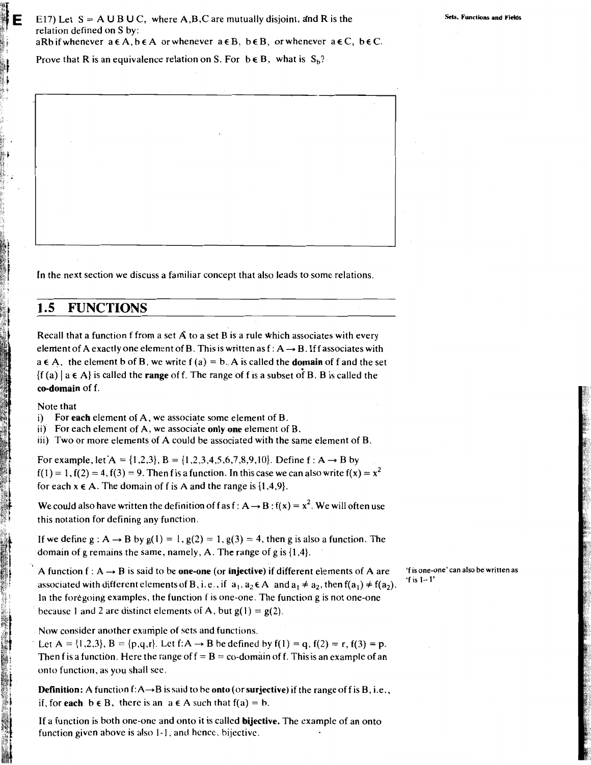E17) Let $S = A \cup B \cup C$, where A,B,C are mutually disjoint, and R is the relation defined on S by:
aRb if whenever $a \in A, b \in A$ or whenever $a \in B$, $b \in B$, or whenever $a \in C$, $b \in C$.

Prove that R is an equivalence relation on S. For $b \in B$, what is $S_b$?

In the next section we discuss a familiar concept that also leads to some relations.

## 1.5 FUNCTIONS

Recall that a function f from a set A to a set B is a rule which associates with every element of A exactly one element of B. This is written as $f : A \rightarrow B$. If f associates with $a \in A$, the element b of B, we write $f(a) = b$. A is called the **domain** of f and the set $\{f(a) \mid a \in A\}$ is called the **range** of f. The range of f is a subset of B. B is called the **co-domain** of f.

Note that

i) For **each** element of A, we associate some element of B.
ii) For each element of A, we associate **only one** element of B.
iii) Two or more elements of A could be associated with the same element of B.

For example, let $A = \{1,2,3\}$, $B = \{1,2,3,4,5,6,7,8,9,10\}$. Define $f : A \rightarrow B$ by $f(1) = 1$, $f(2) = 4$, $f(3) = 9$. Then f is a function. In this case we can also write $f(x) = x^2$ for each $x \in A$. The domain of f is A and the range is $\{1,4,9\}$.

We could also have written the definition of f as $f : A \rightarrow B : f(x) = x^2$. We will often use this notation for defining any function.

If we define $g : A \rightarrow B$ by $g(1) = 1$, $g(2) = 1$, $g(3) = 4$, then g is also a function. The domain of g remains the same, namely, A. The range of g is $\{1,4\}$.

A function $f : A \rightarrow B$ is said to be **one-one** (or **injective**) if different elements of A are associated with different elements of B, i.e., if $a_1, a_2 \in A$ and $a_1 \neq a_2$, then $f(a_1) \neq f(a_2)$. In the foregoing examples, the function f is one-one. The function g is not one-one because 1 and 2 are distinct elements of A, but $g(1) = g(2)$.

'f is one-one' can also be written as 'f is 1-1'

Now consider another example of sets and functions.
Let $A = \{1,2,3\}$, $B = \{p,q,r\}$. Let $f: A \rightarrow B$ be defined by $f(1) = q$, $f(2) = r$, $f(3) = p$. Then f is a function. Here the range of f = B = co-domain of f. This is an example of an onto function, as you shall see.

**Definition:** A function $f: A \rightarrow B$ is said to be **onto** (or **surjective**) if the range of f is B, i.e., if, for **each** $b \in B$, there is an $a \in A$ such that $f(a) = b$.

If a function is both one-one and onto it is called **bijective**. The example of an onto function given above is also 1-1, and hence, bijective.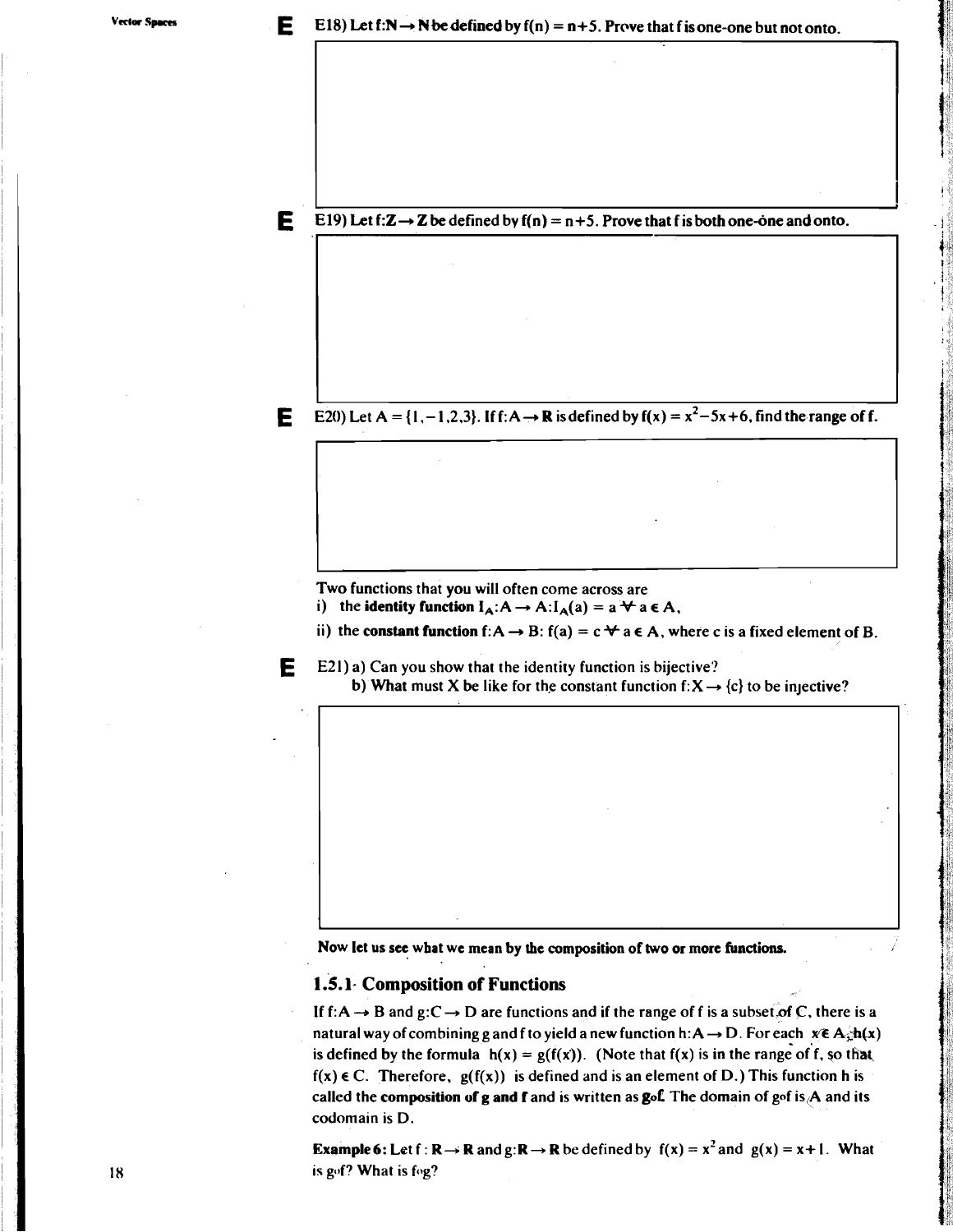**E18)** Let $f: \mathbf{N} \rightarrow \mathbf{N}$ be defined by $f(n) = n+5$. Prove that f is one-one but not onto.

**E19)** Let $f: \mathbf{Z} \rightarrow \mathbf{Z}$ be defined by $f(n) = n+5$. Prove that f is both one-one and onto.

**E20)** Let $A = \{1, -1, 2, 3\}$. If $f: A \rightarrow \mathbf{R}$ is defined by $f(x) = x^2 - 5x + 6$, find the range of f.

Two functions that you will often come across are

i) the **identity function** $I_A: A \rightarrow A: I_A(a) = a \; \forall \; a \in A$,

ii) the **constant function** $f: A \rightarrow B$: $f(a) = c \; \forall \; a \in A$, where c is a fixed element of B.

**E21)** a) Can you show that the identity function is bijective?

b) What must X be like for the constant function $f: X \rightarrow \{c\}$ to be injective?

**Now let us see what we mean by the composition of two or more functions.**

### 1.5.1 Composition of Functions

If $f: A \rightarrow B$ and $g: C \rightarrow D$ are functions and if the range of f is a subset of C, there is a natural way of combining g and f to yield a new function $h: A \rightarrow D$. For each $x \in A$, $h(x)$ is defined by the formula $h(x) = g(f(x))$. (Note that $f(x)$ is in the range of f, so that $f(x) \in C$. Therefore, $g(f(x))$ is defined and is an element of D.) This function h is called the **composition of g and f** and is written as **g∘f**. The domain of g∘f is A and its codomain is D.

**Example 6:** Let $f: \mathbf{R} \rightarrow \mathbf{R}$ and $g: \mathbf{R} \rightarrow \mathbf{R}$ be defined by $f(x) = x^2$ and $g(x) = x + 1$. What is g∘f? What is f∘g?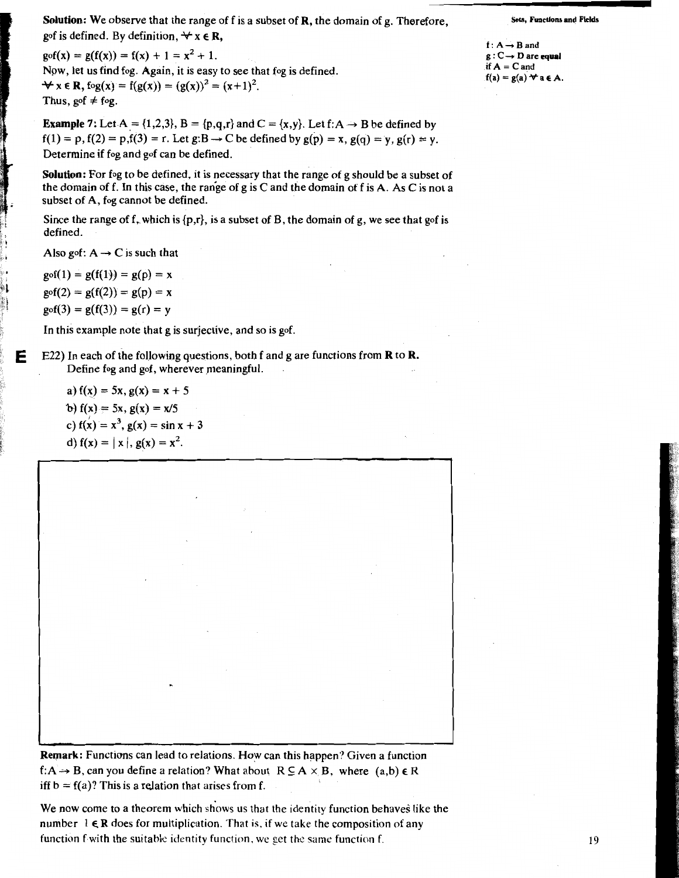**Solution:** We observe that the range of f is a subset of **R**, the domain of g. Therefore, $g \circ f$ is defined. By definition, $\forall x \in \mathbf{R}$,

$g \circ f(x) = g(f(x)) = f(x) + 1 = x^2 + 1.$

Now, let us find $f \circ g$. Again, it is easy to see that $f \circ g$ is defined.

$\forall x \in \mathbf{R}$, $f \circ g(x) = f(g(x)) = (g(x))^2 = (x+1)^2$.

Thus, $g \circ f \neq f \circ g$.

$f: A \to B$ and $g: C \to D$ are equal if $A = C$ and $f(a) = g(a) \ \forall a \in A$.

**Example 7:** Let $A = \{1,2,3\}$, $B = \{p,q,r\}$ and $C = \{x,y\}$. Let $f: A \to B$ be defined by $f(1) = p$, $f(2) = p$, $f(3) = r$. Let $g: B \to C$ be defined by $g(p) = x$, $g(q) = y$, $g(r) = y$. Determine if $f \circ g$ and $g \circ f$ can be defined.

**Solution:** For $f \circ g$ to be defined, it is necessary that the range of g should be a subset of the domain of f. In this case, the range of g is C and the domain of f is A. As C is not a subset of A, $f \circ g$ cannot be defined.

Since the range of f, which is $\{p,r\}$, is a subset of B, the domain of g, we see that $g \circ f$ is defined.

Also $g \circ f: A \to C$ is such that

$g \circ f(1) = g(f(1)) = g(p) = x$

$g \circ f(2) = g(f(2)) = g(p) = x$

$g \circ f(3) = g(f(3)) = g(r) = y$

In this example note that g is surjective, and so is $g \circ f$.

**E** E22) In each of the following questions, both f and g are functions from **R** to **R**. Define $f \circ g$ and $g \circ f$, wherever meaningful.

a) $f(x) = 5x$, $g(x) = x + 5$

b) $f(x) = 5x$, $g(x) = x/5$

c) $f(x) = x^3$, $g(x) = \sin x + 3$

d) $f(x) = |x|$, $g(x) = x^2$.

**Remark:** Functions can lead to relations. How can this happen? Given a function $f: A \to B$, can you define a relation? What about $R \subseteq A \times B$, where $(a,b) \in R$ iff $b = f(a)$? This is a relation that arises from f.

We now come to a theorem which shows us that the identity function behaves like the number $1 \in \mathbf{R}$ does for multiplication. That is, if we take the composition of any function f with the suitable identity function, we get the same function f.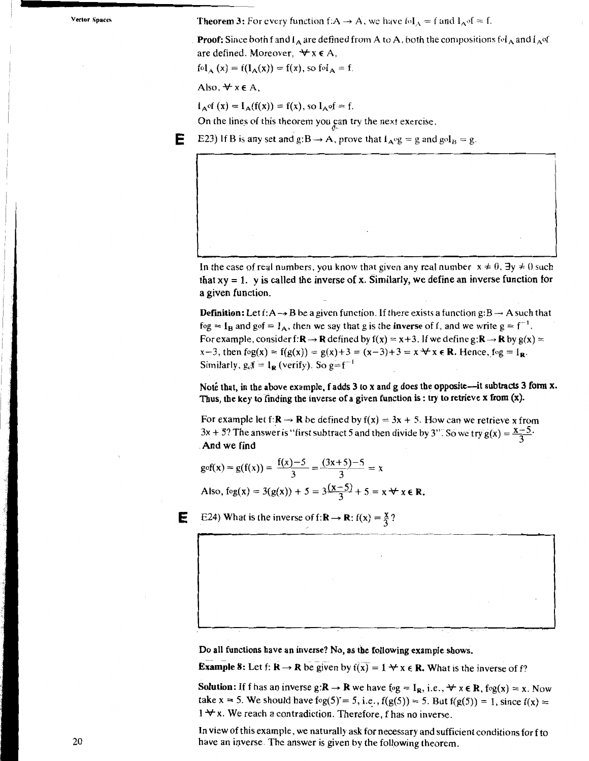**Theorem 3:** For every function $f:A \to A$, we have $f \circ I_A = f$ and $I_A \circ f = f$.

**Proof:** Since both f and $I_A$ are defined from A to A, both the compositions $f \circ I_A$ and $I_A \circ f$ are defined. Moreover, $\forall x \in A$,

$f \circ I_A(x) = f(I_A(x)) = f(x)$, so $f \circ I_A = f$.

Also, $\forall x \in A$,

$I_A \circ f(x) = I_A(f(x)) = f(x)$, so $I_A \circ f = f$.

On the lines of this theorem you can try the next exercise.

**E** E23) If B is any set and $g:B \to A$, prove that $I_A \circ g = g$ and $g \circ I_B = g$.

In the case of real numbers, you know that given any real number $x \neq 0$, $\exists y \neq 0$ such that $xy = 1$. y is called the inverse of x. Similarly, we define an inverse function for a given function.

**Definition:** Let $f:A \to B$ be a given function. If there exists a function $g:B \to A$ such that $f \circ g = I_B$ and $g \circ f = I_A$, then we say that g is the **inverse** of f, and we write $g = f^{-1}$.

For example, consider $f:\mathbf{R} \to \mathbf{R}$ defined by $f(x) = x+3$. If we define $g:\mathbf{R} \to \mathbf{R}$ by $g(x) = x-3$, then $f \circ g(x) = f(g(x)) = g(x)+3 = (x-3)+3 = x \; \forall x \in \mathbf{R}$. Hence, $f \circ g = I_{\mathbf{R}}$. Similarly, $g \circ f = I_{\mathbf{R}}$ (verify). So $g = f^{-1}$

**Note that, in the above example, f adds 3 to x and g does the opposite—it subtracts 3 form x. Thus, the key to finding the inverse of a given function is : try to retrieve x from (x).**

For example let $f:\mathbf{R} \to \mathbf{R}$ be defined by $f(x) = 3x + 5$. How can we retrieve x from $3x + 5$? The answer is "first subtract 5 and then divide by 3". So we try $g(x) = \frac{x-5}{3}$.
And we find

$$g \circ f(x) = g(f(x)) = \frac{f(x)-5}{3} = \frac{(3x+5)-5}{3} = x$$

Also, $f \circ g(x) = 3(g(x)) + 5 = 3\frac{(x-5)}{3} + 5 = x \; \forall x \in \mathbf{R}$.

**E** E24) What is the inverse of $f:\mathbf{R} \to \mathbf{R}$: $f(x) = \frac{x}{3}$?

**Do all functions have an inverse? No, as the following example shows.**

**Example 8:** Let $f: \mathbf{R} \to \mathbf{R}$ be given by $f(x) = 1 \; \forall x \in \mathbf{R}$. What is the inverse of f?

**Solution:** If f has an inverse $g:\mathbf{R} \to \mathbf{R}$ we have $f \circ g = I_{\mathbf{R}}$, i.e., $\forall x \in \mathbf{R}$, $f \circ g(x) = x$. Now take $x = 5$. We should have $f \circ g(5) = 5$, i.e., $f(g(5)) = 5$. But $f(g(5)) = 1$, since $f(x) = 1 \; \forall x$. We reach a contradiction. Therefore, f has no inverse.

In view of this example, we naturally ask for necessary and sufficient conditions for f to have an inverse. The answer is given by the following theorem.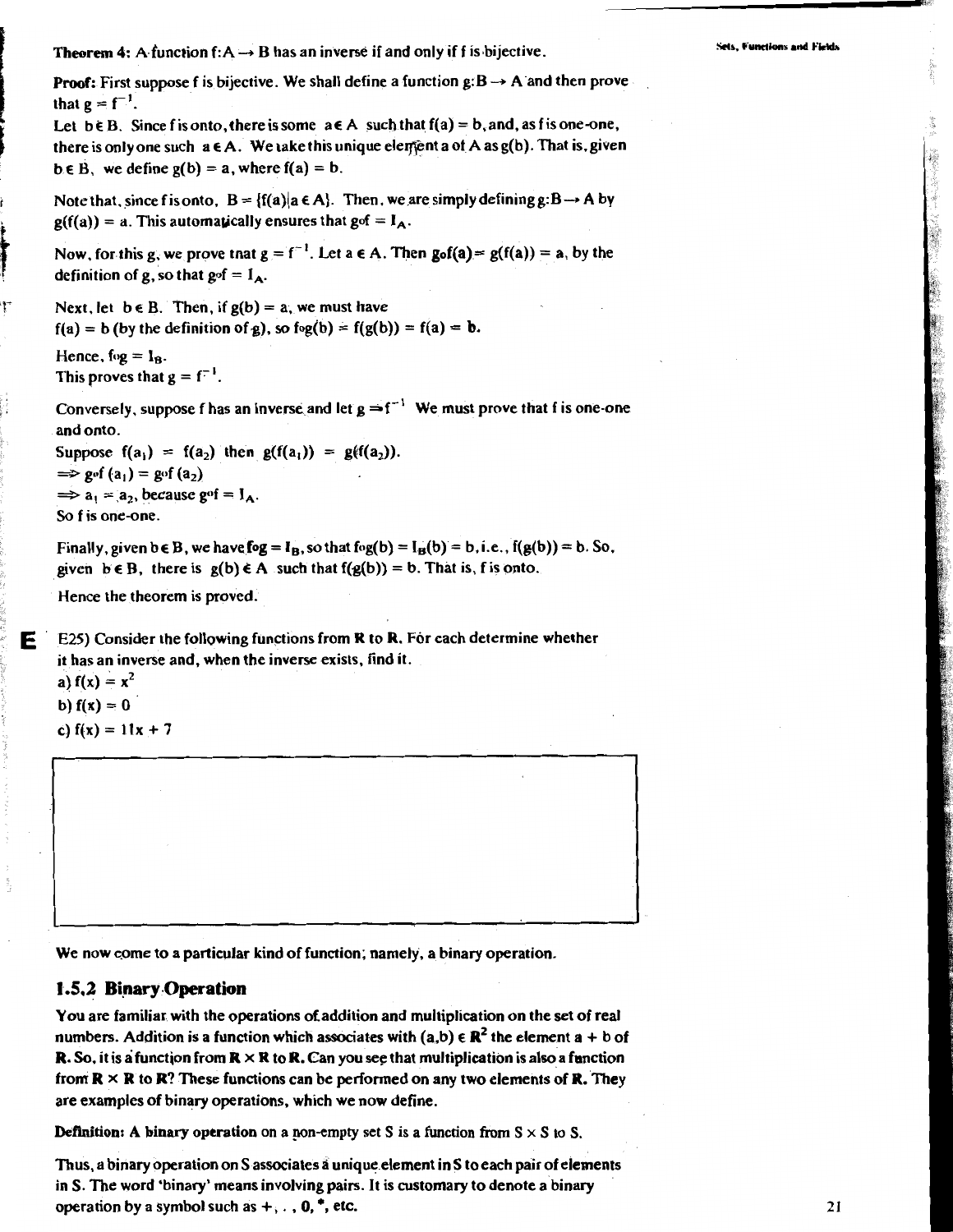**Theorem 4:** A function $f: A \to B$ has an inverse if and only if f is bijective.

**Proof:** First suppose f is bijective. We shall define a function $g: B \to A$ and then prove that $g = f^{-1}$.

Let $b \in B$. Since f is onto, there is some $a \in A$ such that $f(a) = b$, and, as f is one-one, there is only one such $a \in A$. We take this unique element a of A as $g(b)$. That is, given $b \in B$, we define $g(b) = a$, where $f(a) = b$.

Note that, since f is onto, $B = \{f(a) | a \in A\}$. Then, we are simply defining $g: B \to A$ by $g(f(a)) = a$. This automatically ensures that $g \circ f = I_A$.

Now, for this g, we prove that $g = f^{-1}$. Let $a \in A$. Then $g \circ f(a) = g(f(a)) = a$, by the definition of g, so that $g \circ f = I_A$.

Next, let $b \in B$. Then, if $g(b) = a$, we must have $f(a) = b$ (by the definition of g), so $f \circ g(b) = f(g(b)) = f(a) = b$.

Hence, $f \circ g = I_B$.
This proves that $g = f^{-1}$.

Conversely, suppose f has an inverse and let $g = f^{-1}$. We must prove that f is one-one and onto.

Suppose $f(a_1) = f(a_2)$ then $g(f(a_1)) = g(f(a_2))$.
$\Rightarrow g \circ f(a_1) = g \circ f(a_2)$
$\Rightarrow a_1 = a_2$, because $g \circ f = I_A$.
So f is one-one.

Finally, given $b \in B$, we have $f \circ g = I_B$, so that $f \circ g(b) = I_B(b) = b$, i.e., $f(g(b)) = b$. So, given $b \in B$, there is $g(b) \in A$ such that $f(g(b)) = b$. That is, f is onto.

Hence the theorem is proved.

**E** E25) Consider the following functions from **R** to **R**. For each determine whether it has an inverse and, when the inverse exists, find it.

a) $f(x) = x^2$

b) $f(x) = 0$

c) $f(x) = 11x + 7$

We now come to a particular kind of function; namely, a binary operation.

## 1.5.2 Binary Operation

You are familiar with the operations of addition and multiplication on the set of real numbers. Addition is a function which associates with $(a,b) \in \mathbf{R}^2$ the element $a + b$ of **R**. So, it is a function from $\mathbf{R} \times \mathbf{R}$ to **R**. Can you see that multiplication is also a function from $\mathbf{R} \times \mathbf{R}$ to **R**? These functions can be performed on any two elements of **R**. They are examples of binary operations, which we now define.

**Definition:** A **binary operation** on a non-empty set S is a function from $S \times S$ to S.

Thus, a binary operation on S associates a unique element in S to each pair of elements in S. The word 'binary' means involving pairs. It is customary to denote a binary operation by a symbol such as +, . , 0, *, etc.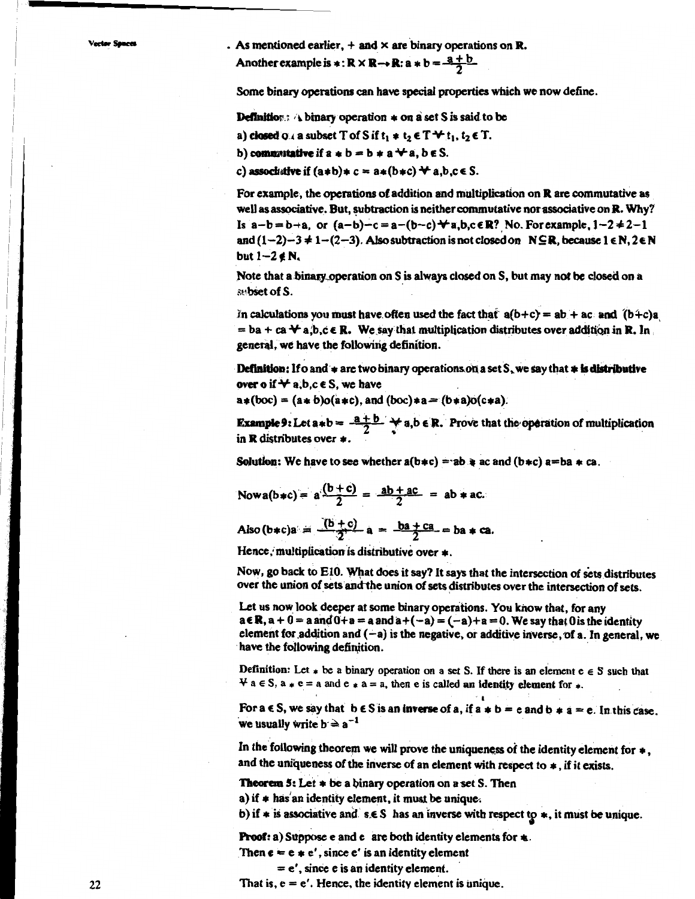. As mentioned earlier, + and × are binary operations on **R**.
Another example is $*: \mathbf{R} \times \mathbf{R} \to \mathbf{R}: a * b = \frac{a+b}{2}$

Some binary operations can have special properties which we now define.

**Definition:** A binary operation $*$ on a set S is said to be

a) **closed** on a subset T of S if $t_1 * t_2 \in T \; \forall \; t_1, t_2 \in T$.

b) **commutative** if $a * b = b * a \; \forall \; a, b \in S$.

c) **associative** if $(a*b)*c = a*(b*c) \; \forall \; a,b,c \in S$.

For example, the operations of addition and multiplication on **R** are commutative as well as associative. But, subtraction is neither commutative nor associative on **R**. Why? Is $a-b = b-a$, or $(a-b)-c = a-(b-c) \; \forall a,b,c \in \mathbf{R}$? No. For example, $1-2 \neq 2-1$ and $(1-2)-3 \neq 1-(2-3)$. Also subtraction is not closed on $\mathbf{N} \subseteq \mathbf{R}$, because $1 \in \mathbf{N}, 2 \in \mathbf{N}$ but $1-2 \notin \mathbf{N}$.

Note that a binary operation on S is always closed on S, but may not be closed on a subset of S.

In calculations you must have often used the fact that $a(b+c) = ab + ac$ and $(b+c)a = ba + ca \; \forall \; a,b,c \in \mathbf{R}$. We say that multiplication distributes over addition in **R**. In general, we have the following definition.

**Definition:** If o and $*$ are two binary operations on a set S, we say that **$*$ is distributive over o** if $\forall$ a,b,c $\in$ S, we have

$a*(b \circ c) = (a*b)\circ(a*c)$, and $(b \circ c)*a = (b*a)\circ(c*a)$.

**Example 9:** Let $a*b = \frac{a+b}{2} \; \forall \; a,b \in \mathbf{R}$. Prove that the operation of multiplication in **R** distributes over $*$.

**Solution:** We have to see whether $a(b*c) = ab * ac$ and $(b*c)\,a = ba * ca$.

Now $a(b*c) = a\frac{(b+c)}{2} = \frac{ab+ac}{2} = ab * ac$.

Also $(b*c)a = \frac{(b+c)}{2}a = \frac{ba+ca}{2} = ba * ca$.

Hence, multiplication is distributive over $*$.

Now, go back to E10. What does it say? It says that the intersection of sets distributes over the union of sets and the union of sets distributes over the intersection of sets.

Let us now look deeper at some binary operations. You know that, for any $a \in \mathbf{R}$, $a + 0 = a$ and $0+a = a$ and $a+(-a) = (-a)+a = 0$. We say that 0 is the identity element for addition and $(-a)$ is the negative, or additive inverse, of a. In general, we have the following definition.

**Definition:** Let $*$ be a binary operation on a set S. If there is an element $e \in S$ such that $\forall \; a \in S$, $a * e = a$ and $e * a = a$, then e is called **an identity element** for $*$.

For $a \in S$, we say that $b \in S$ is an **inverse** of a, if $a * b = e$ and $b * a = e$. In this case, we usually write $b = a^{-1}$

In the following theorem we will prove the uniqueness of the identity element for $*$, and the uniqueness of the inverse of an element with respect to $*$, if it exists.

**Theorem 5:** Let $*$ be a binary operation on a set S. Then

a) if $*$ has an identity element, it must be unique.

b) if $*$ is associative and $s \in S$ has an inverse with respect to $*$, it must be unique.

**Proof:** a) Suppose e and e' are both identity elements for $*$.

Then $e = e * e'$, since e' is an identity element

$= e'$, since e is an identity element.

That is, $e = e'$. Hence, the identity element is unique.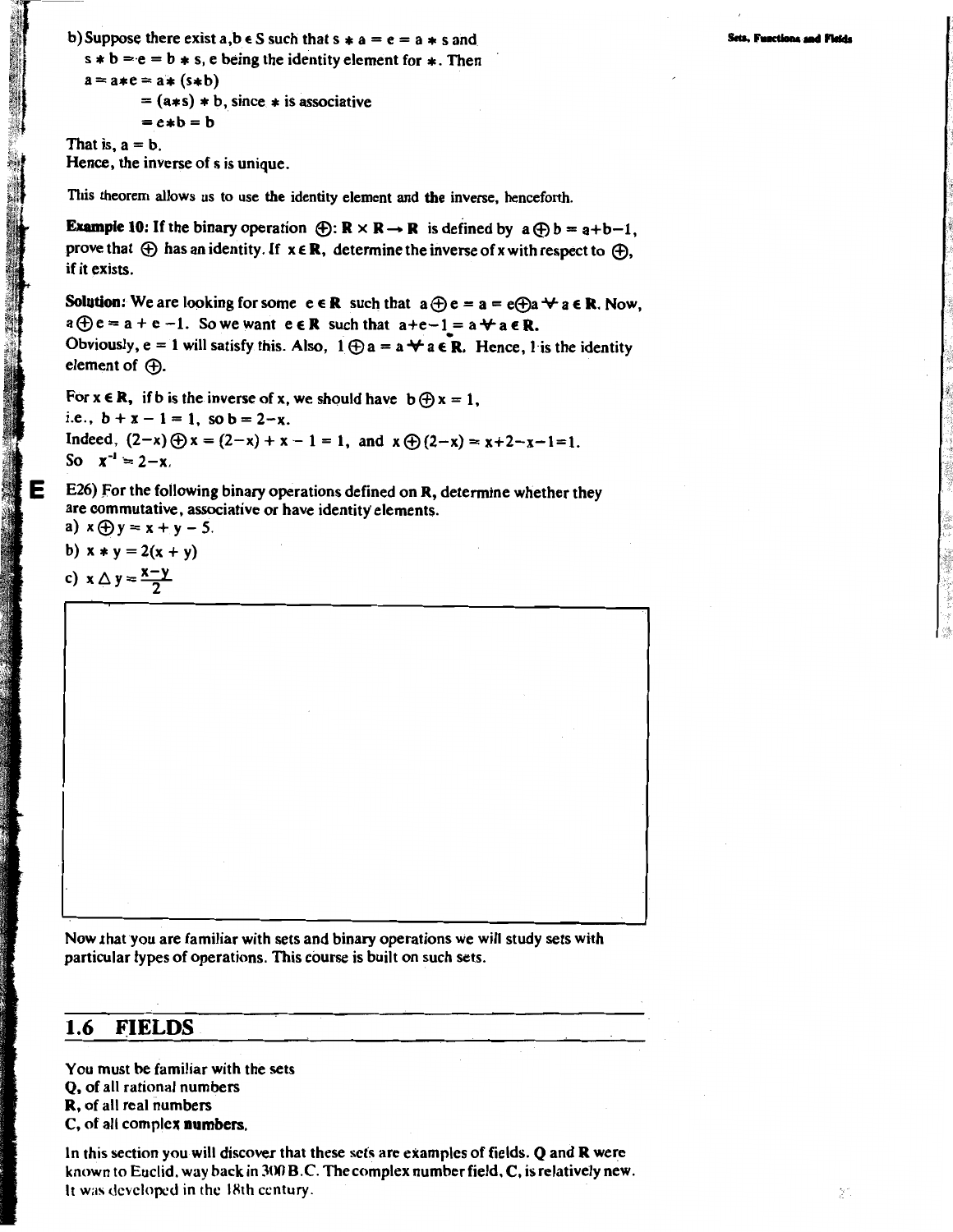b) Suppose there exist $a, b \in S$ such that $s * a = e = a * s$ and $s * b = e = b * s$, $e$ being the identity element for $*$. Then

$a = a*e = a*(s*b)$

$= (a*s)*b$, since $*$ is associative

$= e*b = b$

That is, $a = b$.

Hence, the inverse of s is unique.

This theorem allows us to use the identity element and the inverse, henceforth.

**Example 10:** If the binary operation $\oplus: \mathbf{R} \times \mathbf{R} \to \mathbf{R}$ is defined by $a \oplus b = a+b-1$, prove that $\oplus$ has an identity. If $x \in \mathbf{R}$, determine the inverse of x with respect to $\oplus$, if it exists.

**Solution:** We are looking for some $e \in \mathbf{R}$ such that $a \oplus e = a = e \oplus a \ \forall \ a \in \mathbf{R}$. Now, $a \oplus e = a + e - 1$. So we want $e \in \mathbf{R}$ such that $a+e-1 = a \ \forall \ a \in \mathbf{R}$.
Obviously, $e = 1$ will satisfy this. Also, $1 \oplus a = a \ \forall \ a \in \mathbf{R}$. Hence, 1 is the identity element of $\oplus$.

For $x \in \mathbf{R}$, if b is the inverse of x, we should have $b \oplus x = 1$,
i.e., $b + x - 1 = 1$, so $b = 2-x$.
Indeed, $(2-x) \oplus x = (2-x) + x - 1 = 1$, and $x \oplus (2-x) = x+2-x-1=1$.
So $x^{-1} = 2-x$.

E

E26) For the following binary operations defined on **R**, determine whether they are commutative, associative or have identity elements.

a) $x \oplus y = x + y - 5$.

b) $x * y = 2(x + y)$

c) $x \Delta y = \frac{x-y}{2}$

Now that you are familiar with sets and binary operations we will study sets with particular types of operations. This course is built on such sets.

## 1.6 FIELDS

You must be familiar with the sets
**Q**, of all rational numbers
**R**, of all real numbers
**C**, of all complex numbers.

In this section you will discover that these sets are examples of fields. **Q** and **R** were known to Euclid, way back in 300 B.C. The complex number field, **C**, is relatively new. It was developed in the 18th century.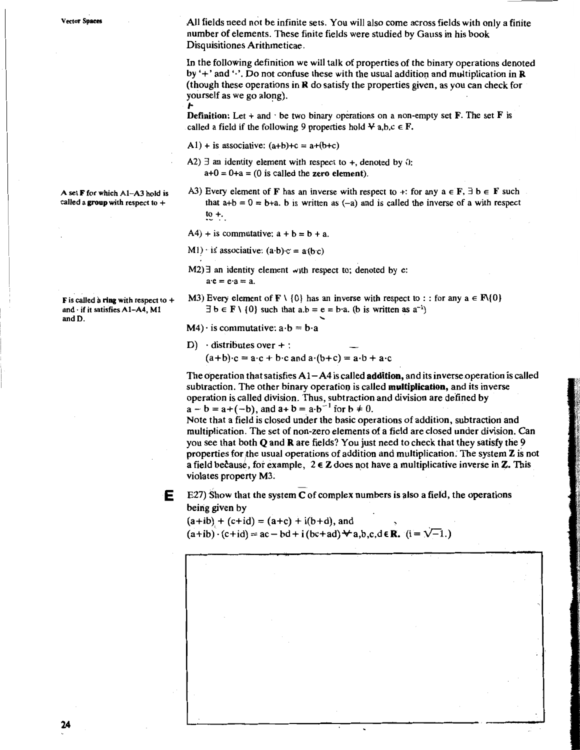All fields need not be infinite sets. You will also come across fields with only a finite number of elements. These finite fields were studied by Gauss in his book Disquisitiones Arithmeticae.

In the following definition we will talk of properties of the binary operations denoted by '+' and '·'. Do not confuse these with the usual addition and multiplication in **R** (though these operations in **R** do satisfy the properties given, as you can check for yourself as we go along).

**Definition:** Let + and · be two binary operations on a non-empty set **F**. The set **F** is called a field if the following 9 properties hold $\forall$ a,b,c $\in$ **F**.

A1) + is associative: $(a+b)+c = a+(b+c)$

A2) $\exists$ an identity element with respect to +, denoted by 0:
$a+0 = 0+a = a$ (0 is called the **zero element**).

A set **F** for which A1–A3 hold is called a **group** with respect to +

A3) Every element of **F** has an inverse with respect to +: for any $a \in$ **F**, $\exists$ $b \in$ **F** such that $a+b = 0 = b+a$. b is written as $(-a)$ and is called the inverse of a with respect to +.

A4) + is commutative: $a + b = b + a$.

M1) · is associative: $(a \cdot b) \cdot c = a \cdot (b \cdot c)$

M2) $\exists$ an identity element with respect to ·; denoted by e:
$a \cdot e = e \cdot a = a$.

**F** is called a **ring** with respect to + and · if it satisfies A1–A4, M1 and D.

M3) Every element of **F** \ {0} has an inverse with respect to · : for any $a \in$ **F**\{0} $\exists$ $b \in$ **F** \ {0} such that $a.b = e = b \cdot a$. (b is written as $a^{-1}$)

M4) · is commutative: $a \cdot b = b \cdot a$

D) · distributes over + :
$(a+b) \cdot c = a \cdot c + b \cdot c$ and $a \cdot (b+c) = a \cdot b + a \cdot c$

The operation that satisfies A1–A4 is called **addition,** and its inverse operation is called subtraction. The other binary operation is called **multiplication,** and its inverse operation is called division. Thus, subtraction and division are defined by
$a - b = a+(-b)$, and $a \div b = a \cdot b^{-1}$ for $b \neq 0$.
Note that a field is closed under the basic operations of addition, subtraction and multiplication. The set of non-zero elements of a field are closed under division. Can you see that both **Q** and **R** are fields? You just need to check that they satisfy the 9 properties for the usual operations of addition and multiplication. The system **Z** is not a field because, for example, $2 \in$ **Z** does not have a multiplicative inverse in **Z**. This violates property M3.

**E** E27) Show that the system **C** of complex numbers is also a field, the operations being given by
$(a+ib) + (c+id) = (a+c) + i(b+d)$, and
$(a+ib) \cdot (c+id) = ac - bd + i(bc+ad) \; \forall \; a,b,c,d \in$ **R**. ($i = \sqrt{-1}$.)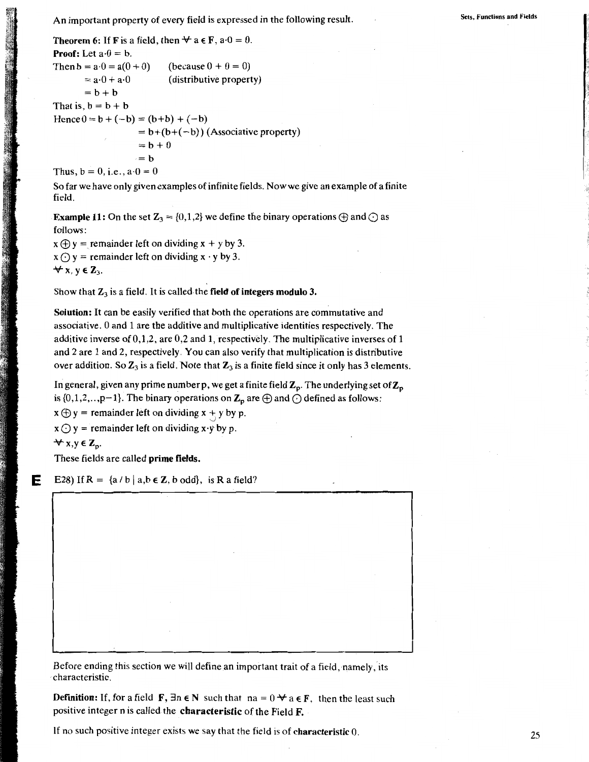An important property of every field is expressed in the following result.

**Theorem 6:** If **F** is a field, then $\forall$ a $\in$ **F**, $a \cdot 0 = 0$.

**Proof:** Let $a \cdot 0 = b$.

Then $b = a \cdot 0 = a(0 + 0)$ (because $0 + 0 = 0$)

$= a \cdot 0 + a \cdot 0$ (distributive property)

$= b + b$

That is, $b = b + b$

Hence $0 = b + (-b) = (b+b) + (-b)$

$= b+(b+(-b))$ (Associative property)

$= b + 0$

$= b$

Thus, $b = 0$, i.e., $a \cdot 0 = 0$

So far we have only given examples of infinite fields. Now we give an example of a finite field.

**Example 11:** On the set $\mathbf{Z}_3 = \{0,1,2\}$ we define the binary operations $\oplus$ and $\odot$ as follows:

$x \oplus y$ = remainder left on dividing $x + y$ by 3.

$x \odot y$ = remainder left on dividing $x \cdot y$ by 3.

$\forall$ $x, y \in \mathbf{Z}_3$.

Show that $\mathbf{Z}_3$ is a field. It is called the **field of integers modulo 3.**

**Solution:** It can be easily verified that both the operations are commutative and associative. 0 and 1 are the additive and multiplicative identities respectively. The additive inverse of 0,1,2, are 0,2 and 1, respectively. The multiplicative inverses of 1 and 2 are 1 and 2, respectively. You can also verify that multiplication is distributive over addition. So $\mathbf{Z}_3$ is a field. Note that $\mathbf{Z}_3$ is a finite field since it only has 3 elements.

In general, given any prime number p, we get a finite field $\mathbf{Z}_p$. The underlying set of $\mathbf{Z}_p$ is $\{0,1,2,..,p-1\}$. The binary operations on $\mathbf{Z}_p$ are $\oplus$ and $\odot$ defined as follows:

$x \oplus y$ = remainder left on dividing $x + y$ by p.

$x \odot y$ = remainder left on dividing $x \cdot y$ by p.

$\forall$ $x,y \in \mathbf{Z}_p$.

These fields are called **prime fields.**

**E** E28) If $R = \{a / b \mid a,b \in \mathbf{Z}, b \text{ odd}\}$, is R a field?

Before ending this section we will define an important trait of a field, namely, its characteristic.

**Definition:** If, for a field **F**, $\exists n \in \mathbf{N}$ such that $na = 0 \; \forall \; a \in \mathbf{F}$, then the least such positive integer n is called the **characteristic** of the Field **F.**

If no such positive integer exists we say that the field is of **characteristic** 0.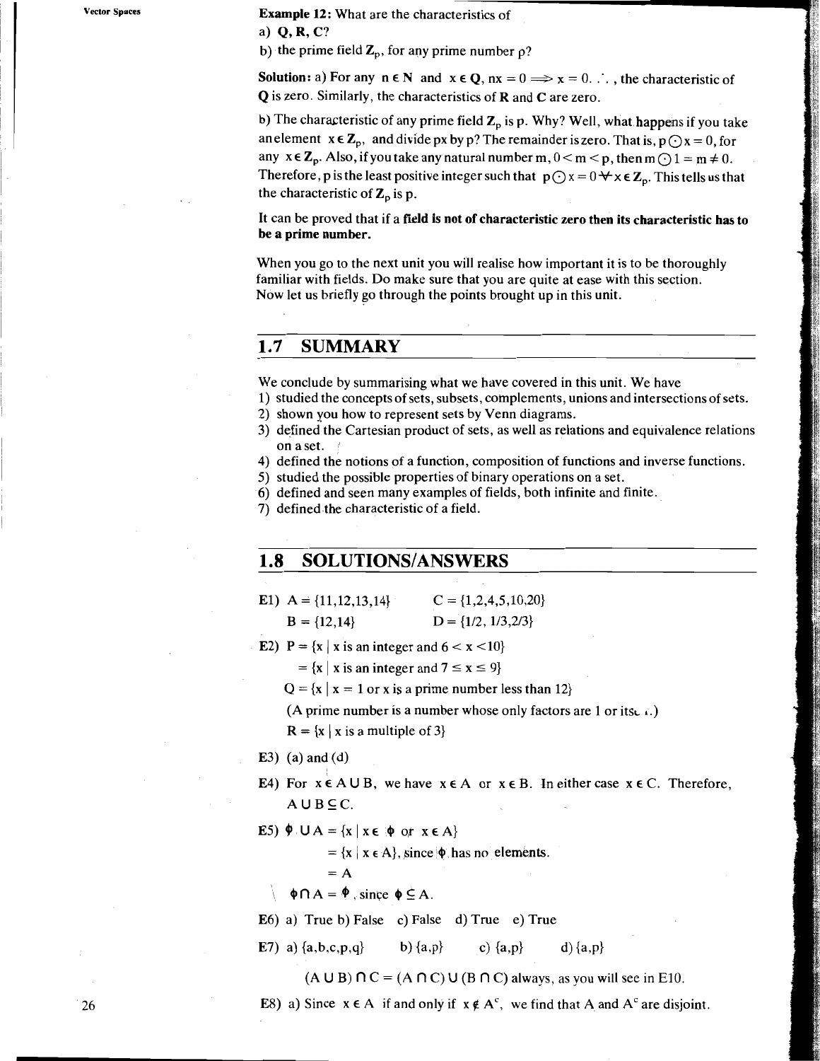**Example 12:** What are the characteristics of

a) **Q, R, C**?

b) the prime field $\mathbf{Z}_p$, for any prime number p?

**Solution:** a) For any $n \in \mathbf{N}$ and $x \in \mathbf{Q}$, $nx = 0 \implies x = 0$. ∴ , the characteristic of **Q** is zero. Similarly, the characteristics of **R** and **C** are zero.

b) The characteristic of any prime field $\mathbf{Z}_p$ is p. Why? Well, what happens if you take an element $x \in \mathbf{Z}_p$, and divide px by p? The remainder is zero. That is, $p \odot x = 0$, for any $x \in \mathbf{Z}_p$. Also, if you take any natural number m, $0 < m < p$, then $m \odot 1 = m \neq 0$. Therefore, p is the least positive integer such that $p \odot x = 0 \; \forall \; x \in \mathbf{Z}_p$. This tells us that the characteristic of $\mathbf{Z}_p$ is p.

It can be proved that if a **field is not of characteristic zero then its characteristic has to be a prime number.**

When you go to the next unit you will realise how important it is to be thoroughly familiar with fields. Do make sure that you are quite at ease with this section. Now let us briefly go through the points brought up in this unit.

## 1.7 SUMMARY

We conclude by summarising what we have covered in this unit. We have

1) studied the concepts of sets, subsets, complements, unions and intersections of sets.
2) shown you how to represent sets by Venn diagrams.
3) defined the Cartesian product of sets, as well as relations and equivalence relations on a set.
4) defined the notions of a function, composition of functions and inverse functions.
5) studied the possible properties of binary operations on a set.
6) defined and seen many examples of fields, both infinite and finite.
7) defined the characteristic of a field.

## 1.8 SOLUTIONS/ANSWERS

E1) A = {11,12,13,14} C = {1,2,4,5,10,20}
B = {12,14} D = {1/2, 1/3, 2/3}

E2) P = {x | x is an integer and 6 < x < 10}
= {x | x is an integer and 7 ≤ x ≤ 9}
Q = {x | x = 1 or x is a prime number less than 12}
(A prime number is a number whose only factors are 1 or itself.)
R = {x | x is a multiple of 3}

E3) (a) and (d)

E4) For $x \in A \cup B$, we have $x \in A$ or $x \in B$. In either case $x \in C$. Therefore, $A \cup B \subseteq C$.

E5) $\phi \cup A = \{x \mid x \in \phi \text{ or } x \in A\}$
$= \{x \mid x \in A\}$, since $\phi$ has no elements.
$= A$
$\phi \cap A = \phi$, since $\phi \subseteq A$.

E6) a) True b) False c) False d) True e) True

E7) a) {a,b,c,p,q} b) {a,p} c) {a,p} d) {a,p}

$(A \cup B) \cap C = (A \cap C) \cup (B \cap C)$ always, as you will see in E10.

E8) a) Since $x \in A$ if and only if $x \notin A^c$, we find that A and $A^c$ are disjoint.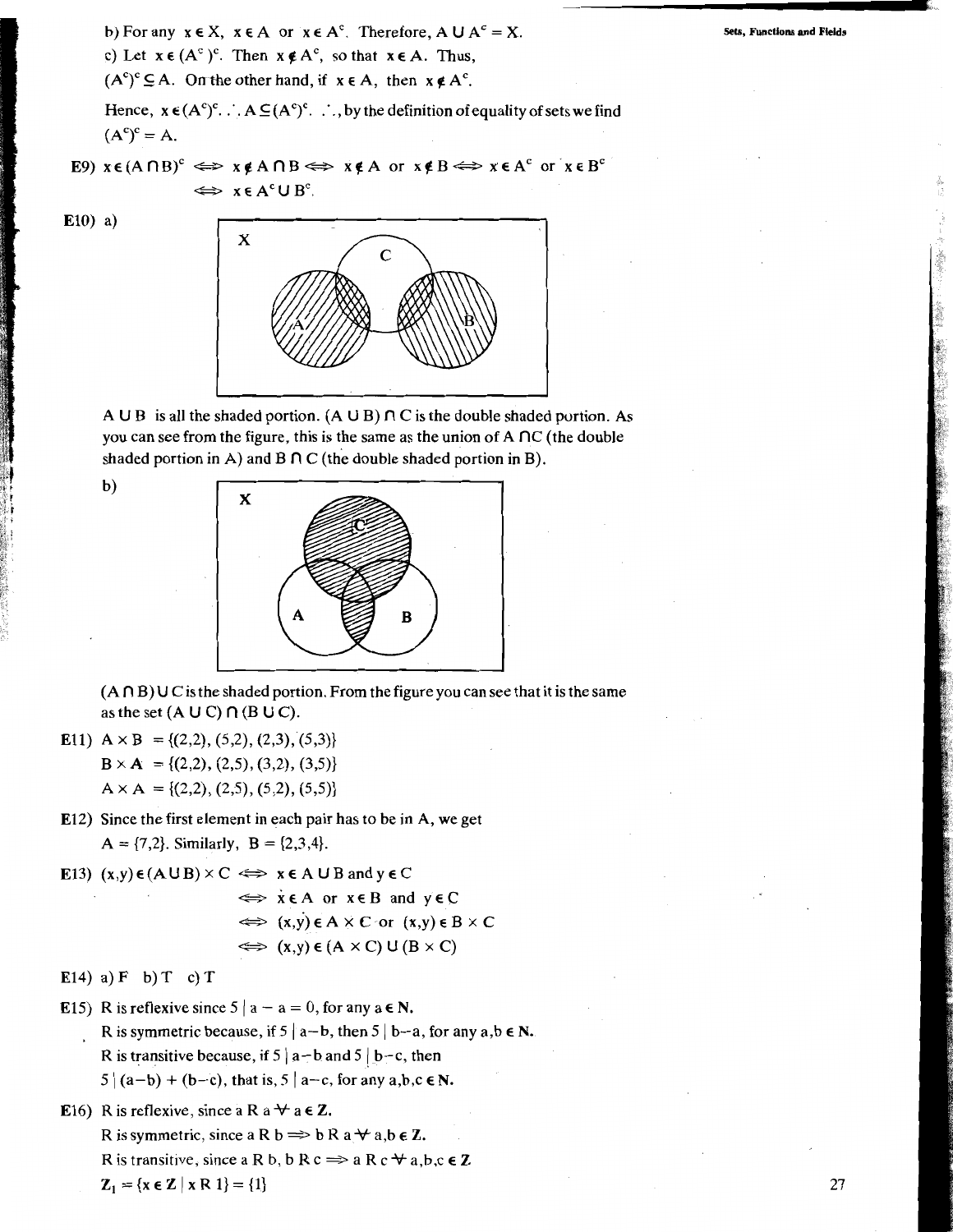b) For any $x \in X$, $x \in A$ or $x \in A^c$. Therefore, $A \cup A^c = X$.

c) Let $x \in (A^c)^c$. Then $x \notin A^c$, so that $x \in A$. Thus, $(A^c)^c \subseteq A$. On the other hand, if $x \in A$, then $x \notin A^c$.

Hence, $x \in (A^c)^c$. $\therefore A \subseteq (A^c)^c$. $\therefore$, by the definition of equality of sets we find $(A^c)^c = A$.

**E9)** $x \in (A \cap B)^c \iff x \notin A \cap B \iff x \notin A$ or $x \notin B \iff x \in A^c$ or $x \in B^c$
$\iff x \in A^c \cup B^c$.

**E10)** a)

$A \cup B$ is all the shaded portion. $(A \cup B) \cap C$ is the double shaded portion. As you can see from the figure, this is the same as the union of $A \cap C$ (the double shaded portion in A) and $B \cap C$ (the double shaded portion in B).

b)

$(A \cap B) \cup C$ is the shaded portion. From the figure you can see that it is the same as the set $(A \cup C) \cap (B \cup C)$.

**E11)** $A \times B = \{(2,2), (5,2), (2,3), (5,3)\}$
$B \times A = \{(2,2), (2,5), (3,2), (3,5)\}$
$A \times A = \{(2,2), (2,5), (5,2), (5,5)\}$

**E12)** Since the first element in each pair has to be in A, we get $A = \{7,2\}$. Similarly, $B = \{2,3,4\}$.

**E13)** $(x,y) \in (A \cup B) \times C \iff x \in A \cup B$ and $y \in C$
$\iff x \in A$ or $x \in B$ and $y \in C$
$\iff (x,y) \in A \times C$ or $(x,y) \in B \times C$
$\iff (x,y) \in (A \times C) \cup (B \times C)$

**E14)** a) F b) T c) T

**E15)** R is reflexive since $5 \mid a - a = 0$, for any $a \in \mathbf{N}$.
R is symmetric because, if $5 \mid a-b$, then $5 \mid b-a$, for any $a,b \in \mathbf{N}$.
R is transitive because, if $5 \mid a-b$ and $5 \mid b-c$, then $5 \mid (a-b) + (b-c)$, that is, $5 \mid a-c$, for any $a,b,c \in \mathbf{N}$.

**E16)** R is reflexive, since $a \, R \, a \; \forall \; a \in \mathbf{Z}$.
R is symmetric, since $a \, R \, b \Rightarrow b \, R \, a \; \forall \; a,b \in \mathbf{Z}$.
R is transitive, since $a \, R \, b, \; b \, R \, c \Rightarrow a \, R \, c \; \forall \; a,b,c \in \mathbf{Z}$
$\mathbf{Z}_1 = \{x \in \mathbf{Z} \mid x \, R \, 1\} = \{1\}$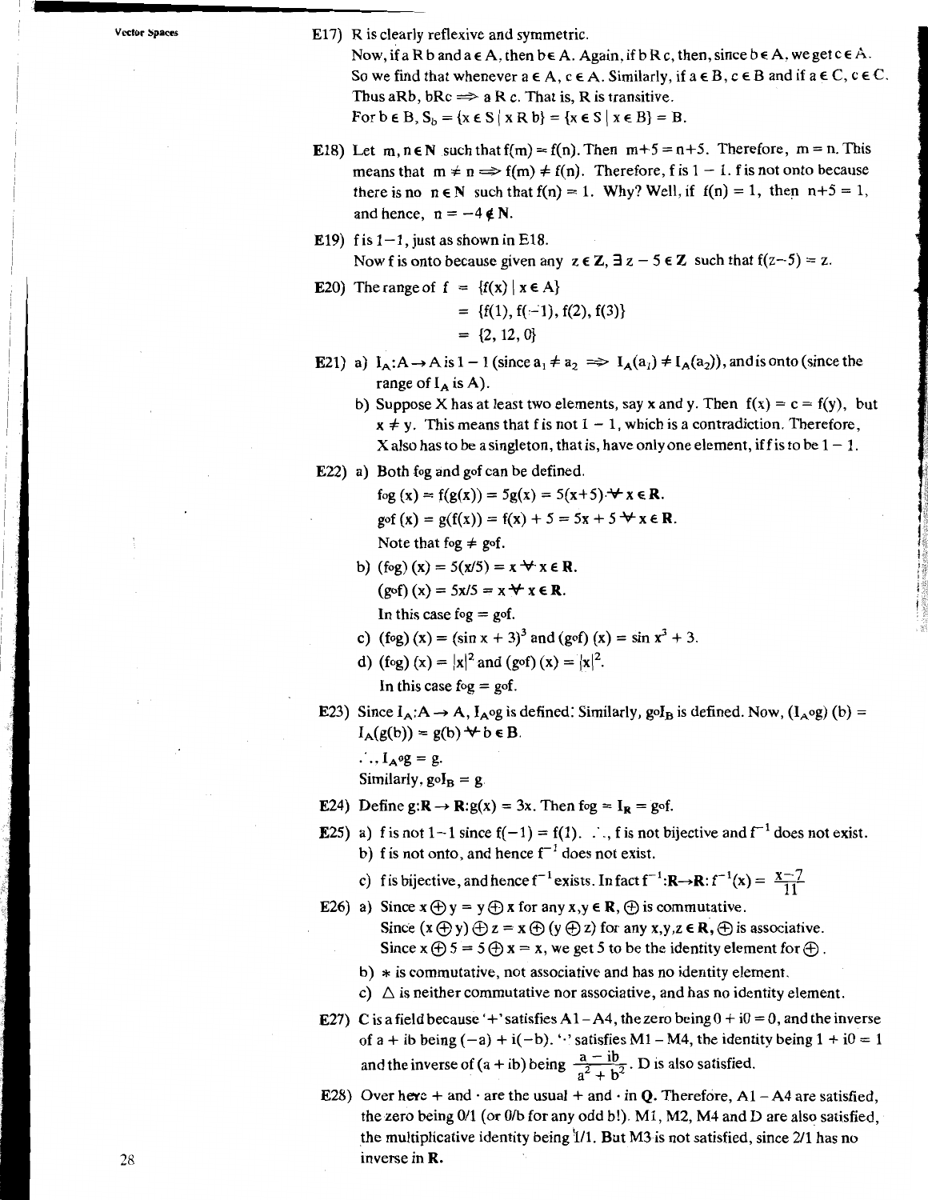E17) R is clearly reflexive and symmetric.

Now, if a R b and $a \in A$, then $b \in A$. Again, if b R c, then, since $b \in A$, we get $c \in A$. So we find that whenever $a \in A$, $c \in A$. Similarly, if $a \in B$, $c \in B$ and if $a \in C$, $c \in C$. Thus aRb, bRc $\Rightarrow$ a R c. That is, R is transitive.

For $b \in B$, $S_b = \{x \in S \mid x \, R \, b\} = \{x \in S \mid x \in B\} = B$.

E18) Let $m, n \in \mathbf{N}$ such that $f(m) = f(n)$. Then $m+5 = n+5$. Therefore, $m = n$. This means that $m \neq n \Rightarrow f(m) \neq f(n)$. Therefore, f is 1 – 1. f is not onto because there is no $n \in \mathbf{N}$ such that $f(n) = 1$. Why? Well, if $f(n) = 1$, then $n+5 = 1$, and hence, $n = -4 \notin \mathbf{N}$.

E19) f is 1–1, just as shown in E18.

Now f is onto because given any $z \in \mathbf{Z}$, $\exists\, z - 5 \in \mathbf{Z}$ such that $f(z-5) = z$.

E20) The range of f
$$= \{f(x) \mid x \in A\}$$
$$= \{f(1), f(-1), f(2), f(3)\}$$
$$= \{2, 12, 0\}$$

E21) a) $I_A : A \rightarrow A$ is 1 – 1 (since $a_1 \neq a_2 \Rightarrow I_A(a_1) \neq I_A(a_2)$), and is onto (since the range of $I_A$ is A).

b) Suppose X has at least two elements, say x and y. Then $f(x) = c = f(y)$, but $x \neq y$. This means that f is not 1 – 1, which is a contradiction. Therefore, X also has to be a singleton, that is, have only one element, if f is to be 1 – 1.

E22) a) Both fog and gof can be defined.

fog (x) = $f(g(x)) = 5g(x) = 5(x+5) \; \forall \, x \in \mathbf{R}$.

gof (x) = $g(f(x)) = f(x) + 5 = 5x + 5 \; \forall \, x \in \mathbf{R}$.

Note that fog $\neq$ gof.

b) (fog) (x) = $5(x/5) = x \; \forall \, x \in \mathbf{R}$.

(gof) (x) = $5x/5 = x \; \forall \, x \in \mathbf{R}$.

In this case fog = gof.

c) (fog) (x) = $(\sin x + 3)^3$ and (gof) (x) = $\sin x^3 + 3$.

d) (fog) (x) = $|x|^2$ and (gof) (x) = $|x|^2$.

In this case fog = gof.

E23) Since $I_A : A \rightarrow A$, $I_A$og is defined. Similarly, go$I_B$ is defined. Now, ($I_A$og) (b) = $I_A(g(b)) = g(b) \; \forall \, b \in B$.

$\therefore$, $I_A$og = g.

Similarly, go$I_B$ = g.

E24) Define $g : \mathbf{R} \rightarrow \mathbf{R} : g(x) = 3x$. Then fog = $I_{\mathbf{R}}$ = gof.

E25) a) f is not 1–1 since $f(-1) = f(1)$. $\therefore$, f is not bijective and $f^{-1}$ does not exist.

b) f is not onto, and hence $f^{-1}$ does not exist.

c) f is bijective, and hence $f^{-1}$ exists. In fact $f^{-1} : \mathbf{R} \rightarrow \mathbf{R} : f^{-1}(x) = \frac{x-7}{11}$

E26) a) Since $x \oplus y = y \oplus x$ for any $x, y \in \mathbf{R}$, $\oplus$ is commutative.

Since $(x \oplus y) \oplus z = x \oplus (y \oplus z)$ for any $x, y, z \in \mathbf{R}$, $\oplus$ is associative.

Since $x \oplus 5 = 5 \oplus x = x$, we get 5 to be the identity element for $\oplus$.

b) $*$ is commutative, not associative and has no identity element.

c) $\Delta$ is neither commutative nor associative, and has no identity element.

E27) C is a field because '+' satisfies A1 – A4, the zero being $0 + i0 = 0$, and the inverse of $a + ib$ being $(-a) + i(-b)$. '·' satisfies M1 – M4, the identity being $1 + i0 = 1$ and the inverse of $(a + ib)$ being $\frac{a - ib}{a^2 + b^2}$. D is also satisfied.

E28) Over here + and · are the usual + and · in Q. Therefore, A1 – A4 are satisfied, the zero being 0/1 (or 0/b for any odd b!). M1, M2, M4 and D are also satisfied, the multiplicative identity being 1/1. But M3 is not satisfied, since 2/1 has no inverse in R.